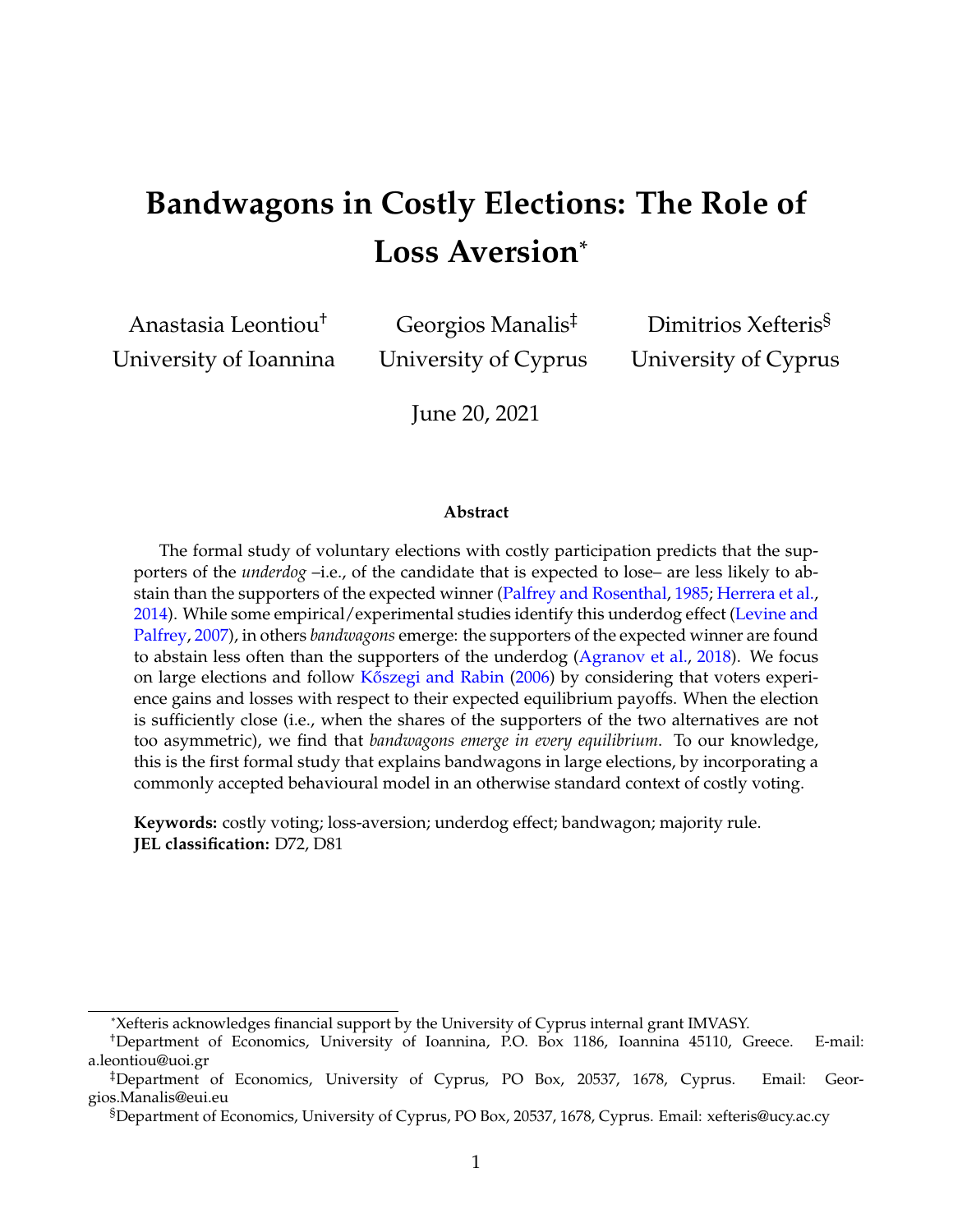# Bandwagons in Costly Elections: The Role of Loss Aversion*

Anastasia Leontiou[†]
University of Ioannina

Georgios Manalis[‡]
University of Cyprus

Dimitrios Xefteris[§]
University of Cyprus

June 20, 2021

**Abstract**

The formal study of voluntary elections with costly participation predicts that the supporters of the *underdog* –i.e., of the candidate that is expected to lose– are less likely to abstain than the supporters of the expected winner (Palfrey and Rosenthal, 1985; Herrera et al., 2014). While some empirical/experimental studies identify this underdog effect (Levine and Palfrey, 2007), in others *bandwagons* emerge: the supporters of the expected winner are found to abstain less often than the supporters of the underdog (Agranov et al., 2018). We focus on large elections and follow Kőszegi and Rabin (2006) by considering that voters experience gains and losses with respect to their expected equilibrium payoffs. When the election is sufficiently close (i.e., when the shares of the supporters of the two alternatives are not too asymmetric), we find that *bandwagons emerge in every equilibrium*. To our knowledge, this is the first formal study that explains bandwagons in large elections, by incorporating a commonly accepted behavioural model in an otherwise standard context of costly voting.

**Keywords:** costly voting; loss-aversion; underdog effect; bandwagon; majority rule.
**JEL classification:** D72, D81

---

*Xefteris acknowledges financial support by the University of Cyprus internal grant IMVASY.

[†]Department of Economics, University of Ioannina, P.O. Box 1186, Ioannina 45110, Greece. E-mail: a.leontiou@uoi.gr

[‡]Department of Economics, University of Cyprus, PO Box, 20537, 1678, Cyprus. Email: Georgios.Manalis@eui.eu

[§]Department of Economics, University of Cyprus, PO Box, 20537, 1678, Cyprus. Email: xefteris@ucy.ac.cy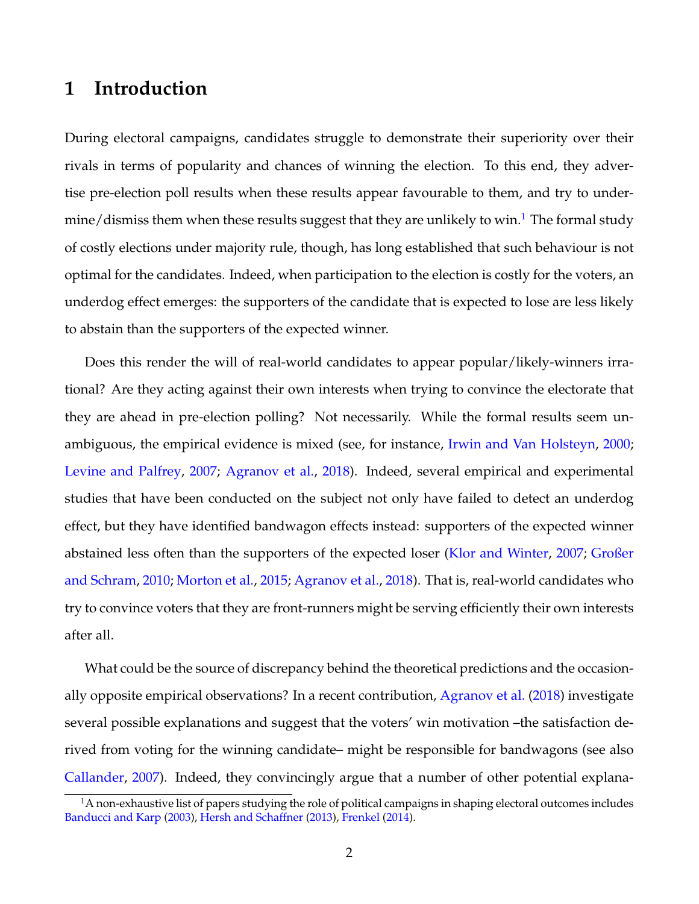# 1 Introduction

During electoral campaigns, candidates struggle to demonstrate their superiority over their rivals in terms of popularity and chances of winning the election. To this end, they advertise pre-election poll results when these results appear favourable to them, and try to undermine/dismiss them when these results suggest that they are unlikely to win.[1] The formal study of costly elections under majority rule, though, has long established that such behaviour is not optimal for the candidates. Indeed, when participation to the election is costly for the voters, an underdog effect emerges: the supporters of the candidate that is expected to lose are less likely to abstain than the supporters of the expected winner.

Does this render the will of real-world candidates to appear popular/likely-winners irrational? Are they acting against their own interests when trying to convince the electorate that they are ahead in pre-election polling? Not necessarily. While the formal results seem unambiguous, the empirical evidence is mixed (see, for instance, Irwin and Van Holsteyn, 2000; Levine and Palfrey, 2007; Agranov et al., 2018). Indeed, several empirical and experimental studies that have been conducted on the subject not only have failed to detect an underdog effect, but they have identified bandwagon effects instead: supporters of the expected winner abstained less often than the supporters of the expected loser (Klor and Winter, 2007; Großer and Schram, 2010; Morton et al., 2015; Agranov et al., 2018). That is, real-world candidates who try to convince voters that they are front-runners might be serving efficiently their own interests after all.

What could be the source of discrepancy behind the theoretical predictions and the occasionally opposite empirical observations? In a recent contribution, Agranov et al. (2018) investigate several possible explanations and suggest that the voters' win motivation –the satisfaction derived from voting for the winning candidate– might be responsible for bandwagons (see also Callander, 2007). Indeed, they convincingly argue that a number of other potential explana-

[1] A non-exhaustive list of papers studying the role of political campaigns in shaping electoral outcomes includes Banducci and Karp (2003), Hersh and Schaffner (2013), Frenkel (2014).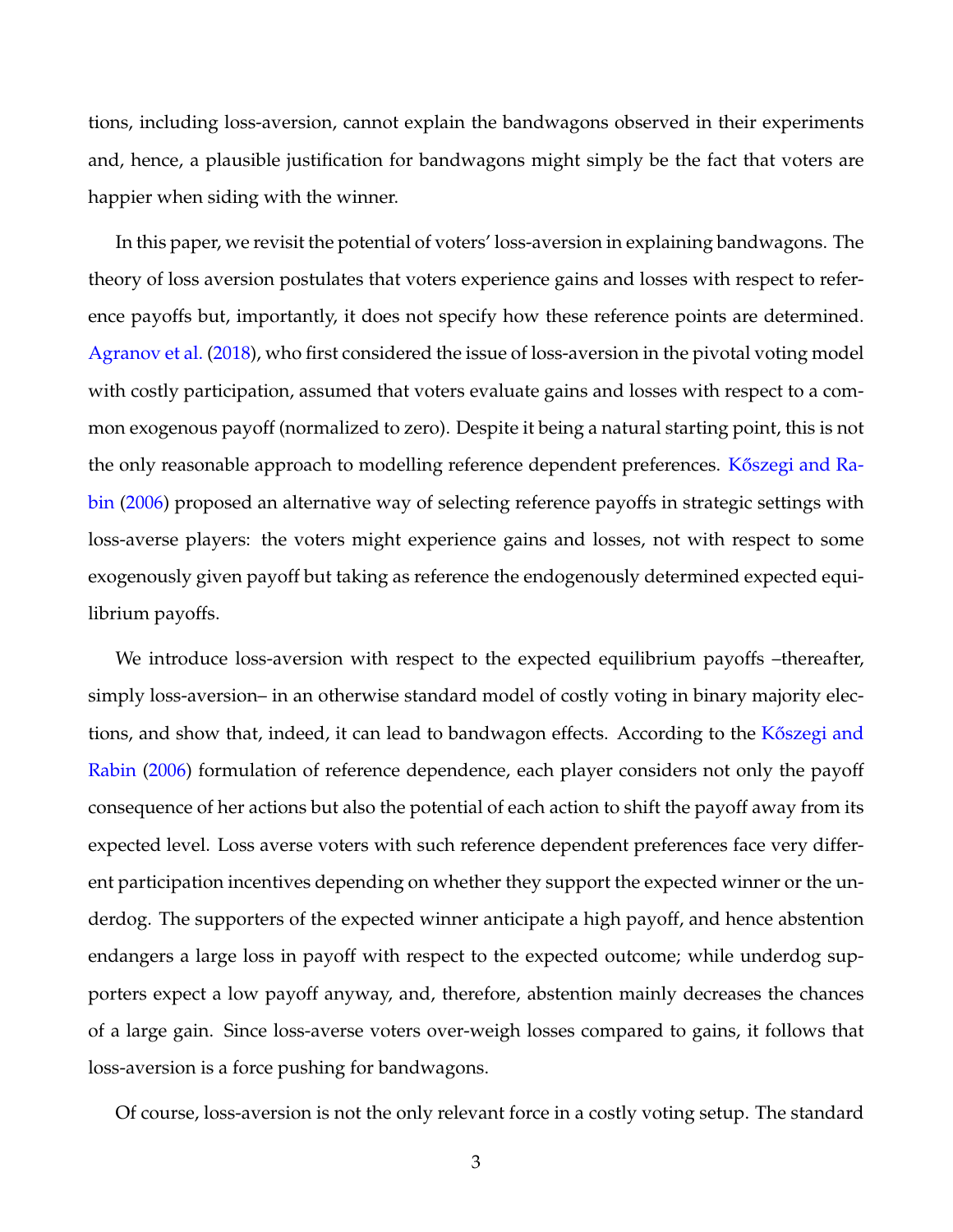tions, including loss-aversion, cannot explain the bandwagons observed in their experiments and, hence, a plausible justification for bandwagons might simply be the fact that voters are happier when siding with the winner.

In this paper, we revisit the potential of voters' loss-aversion in explaining bandwagons. The theory of loss aversion postulates that voters experience gains and losses with respect to reference payoffs but, importantly, it does not specify how these reference points are determined. Agranov et al. (2018), who first considered the issue of loss-aversion in the pivotal voting model with costly participation, assumed that voters evaluate gains and losses with respect to a common exogenous payoff (normalized to zero). Despite it being a natural starting point, this is not the only reasonable approach to modelling reference dependent preferences. Kőszegi and Rabin (2006) proposed an alternative way of selecting reference payoffs in strategic settings with loss-averse players: the voters might experience gains and losses, not with respect to some exogenously given payoff but taking as reference the endogenously determined expected equilibrium payoffs.

We introduce loss-aversion with respect to the expected equilibrium payoffs –thereafter, simply loss-aversion– in an otherwise standard model of costly voting in binary majority elections, and show that, indeed, it can lead to bandwagon effects. According to the Kőszegi and Rabin (2006) formulation of reference dependence, each player considers not only the payoff consequence of her actions but also the potential of each action to shift the payoff away from its expected level. Loss averse voters with such reference dependent preferences face very different participation incentives depending on whether they support the expected winner or the underdog. The supporters of the expected winner anticipate a high payoff, and hence abstention endangers a large loss in payoff with respect to the expected outcome; while underdog supporters expect a low payoff anyway, and, therefore, abstention mainly decreases the chances of a large gain. Since loss-averse voters over-weigh losses compared to gains, it follows that loss-aversion is a force pushing for bandwagons.

Of course, loss-aversion is not the only relevant force in a costly voting setup. The standard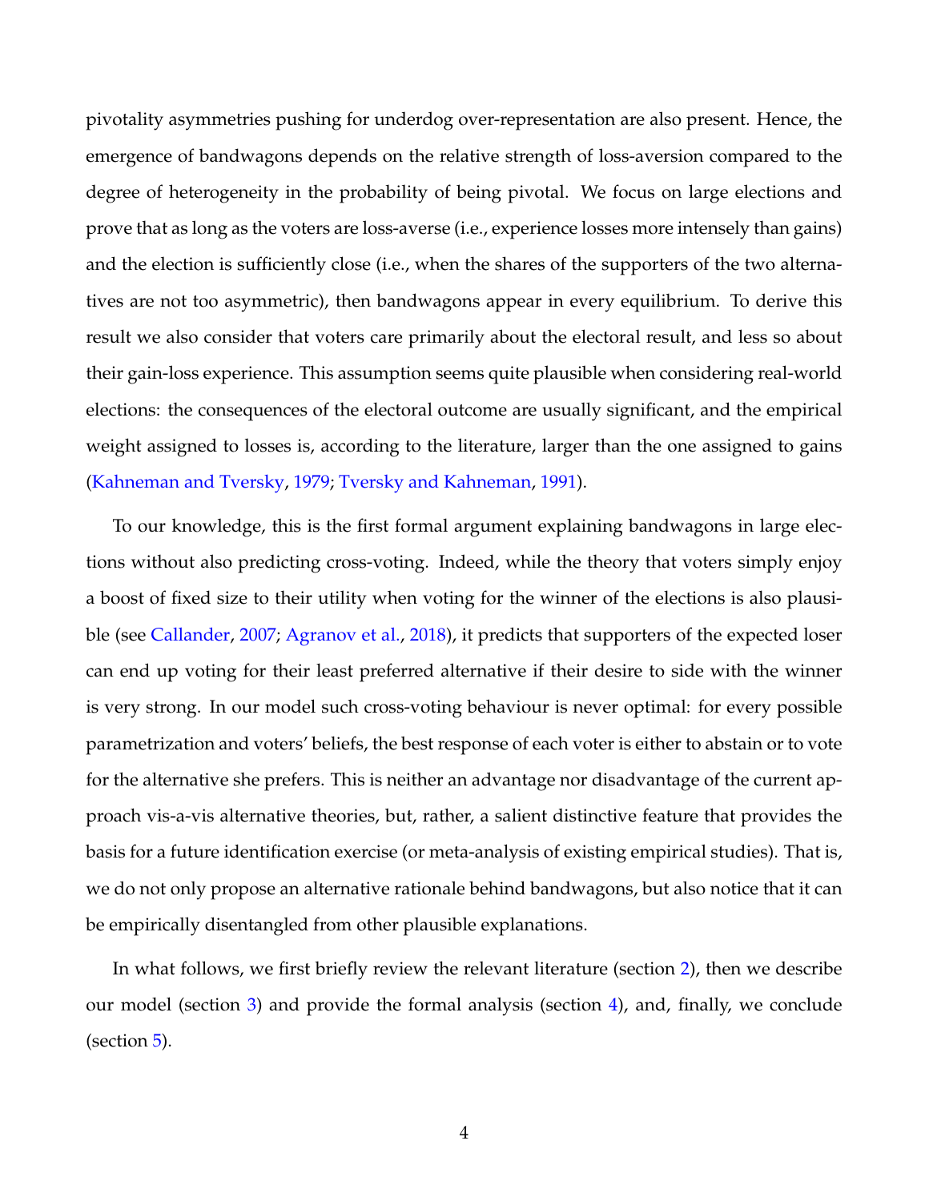pivotality asymmetries pushing for underdog over-representation are also present. Hence, the emergence of bandwagons depends on the relative strength of loss-aversion compared to the degree of heterogeneity in the probability of being pivotal. We focus on large elections and prove that as long as the voters are loss-averse (i.e., experience losses more intensely than gains) and the election is sufficiently close (i.e., when the shares of the supporters of the two alternatives are not too asymmetric), then bandwagons appear in every equilibrium. To derive this result we also consider that voters care primarily about the electoral result, and less so about their gain-loss experience. This assumption seems quite plausible when considering real-world elections: the consequences of the electoral outcome are usually significant, and the empirical weight assigned to losses is, according to the literature, larger than the one assigned to gains (Kahneman and Tversky, 1979; Tversky and Kahneman, 1991).

To our knowledge, this is the first formal argument explaining bandwagons in large elections without also predicting cross-voting. Indeed, while the theory that voters simply enjoy a boost of fixed size to their utility when voting for the winner of the elections is also plausible (see Callander, 2007; Agranov et al., 2018), it predicts that supporters of the expected loser can end up voting for their least preferred alternative if their desire to side with the winner is very strong. In our model such cross-voting behaviour is never optimal: for every possible parametrization and voters' beliefs, the best response of each voter is either to abstain or to vote for the alternative she prefers. This is neither an advantage nor disadvantage of the current approach vis-a-vis alternative theories, but, rather, a salient distinctive feature that provides the basis for a future identification exercise (or meta-analysis of existing empirical studies). That is, we do not only propose an alternative rationale behind bandwagons, but also notice that it can be empirically disentangled from other plausible explanations.

In what follows, we first briefly review the relevant literature (section 2), then we describe our model (section 3) and provide the formal analysis (section 4), and, finally, we conclude (section 5).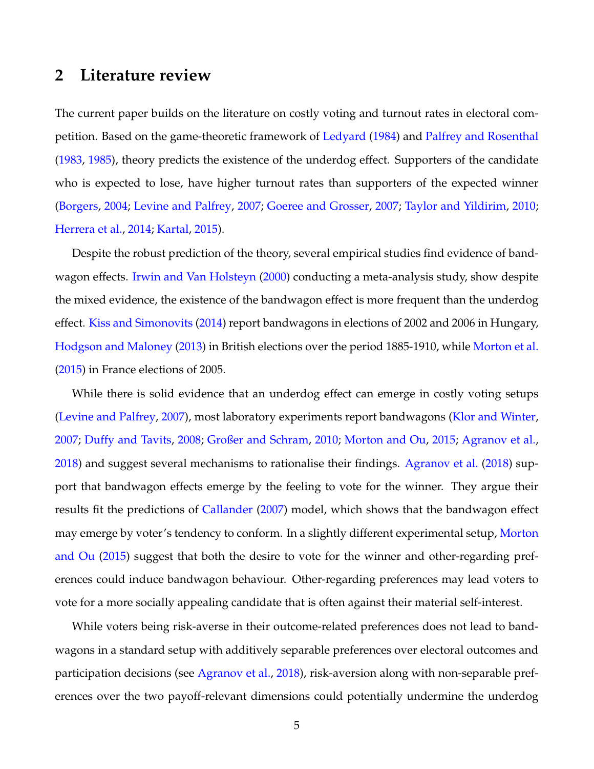## 2 Literature review

The current paper builds on the literature on costly voting and turnout rates in electoral competition. Based on the game-theoretic framework of Ledyard (1984) and Palfrey and Rosenthal (1983, 1985), theory predicts the existence of the underdog effect. Supporters of the candidate who is expected to lose, have higher turnout rates than supporters of the expected winner (Borgers, 2004; Levine and Palfrey, 2007; Goeree and Grosser, 2007; Taylor and Yildirim, 2010; Herrera et al., 2014; Kartal, 2015).

Despite the robust prediction of the theory, several empirical studies find evidence of bandwagon effects. Irwin and Van Holsteyn (2000) conducting a meta-analysis study, show despite the mixed evidence, the existence of the bandwagon effect is more frequent than the underdog effect. Kiss and Simonovits (2014) report bandwagons in elections of 2002 and 2006 in Hungary, Hodgson and Maloney (2013) in British elections over the period 1885-1910, while Morton et al. (2015) in France elections of 2005.

While there is solid evidence that an underdog effect can emerge in costly voting setups (Levine and Palfrey, 2007), most laboratory experiments report bandwagons (Klor and Winter, 2007; Duffy and Tavits, 2008; Großer and Schram, 2010; Morton and Ou, 2015; Agranov et al., 2018) and suggest several mechanisms to rationalise their findings. Agranov et al. (2018) support that bandwagon effects emerge by the feeling to vote for the winner. They argue their results fit the predictions of Callander (2007) model, which shows that the bandwagon effect may emerge by voter's tendency to conform. In a slightly different experimental setup, Morton and Ou (2015) suggest that both the desire to vote for the winner and other-regarding preferences could induce bandwagon behaviour. Other-regarding preferences may lead voters to vote for a more socially appealing candidate that is often against their material self-interest.

While voters being risk-averse in their outcome-related preferences does not lead to bandwagons in a standard setup with additively separable preferences over electoral outcomes and participation decisions (see Agranov et al., 2018), risk-aversion along with non-separable preferences over the two payoff-relevant dimensions could potentially undermine the underdog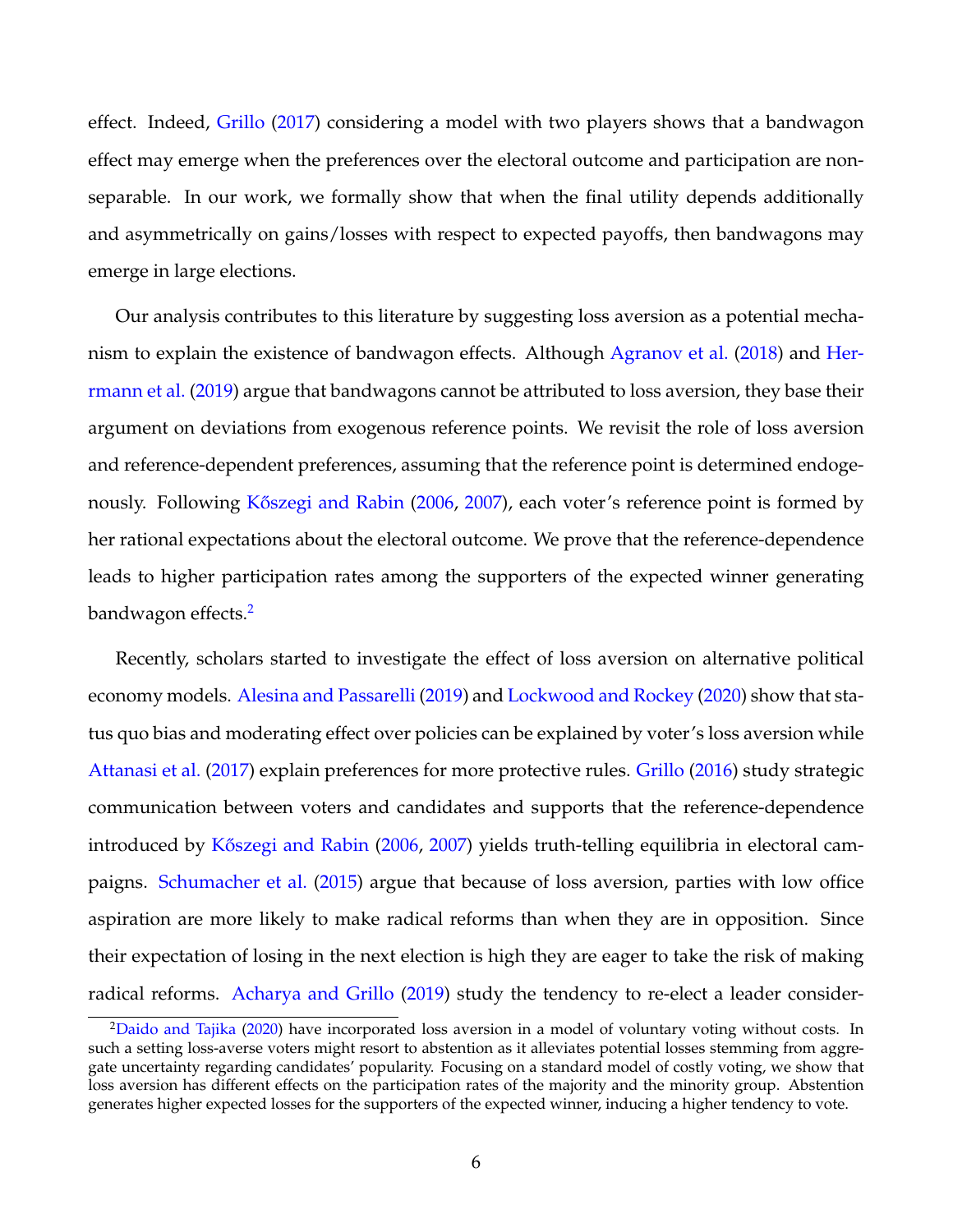effect. Indeed, Grillo (2017) considering a model with two players shows that a bandwagon effect may emerge when the preferences over the electoral outcome and participation are non-separable. In our work, we formally show that when the final utility depends additionally and asymmetrically on gains/losses with respect to expected payoffs, then bandwagons may emerge in large elections.

Our analysis contributes to this literature by suggesting loss aversion as a potential mechanism to explain the existence of bandwagon effects. Although Agranov et al. (2018) and Hermann et al. (2019) argue that bandwagons cannot be attributed to loss aversion, they base their argument on deviations from exogenous reference points. We revisit the role of loss aversion and reference-dependent preferences, assuming that the reference point is determined endogenously. Following Kőszegi and Rabin (2006, 2007), each voter's reference point is formed by her rational expectations about the electoral outcome. We prove that the reference-dependence leads to higher participation rates among the supporters of the expected winner generating bandwagon effects.[2]

Recently, scholars started to investigate the effect of loss aversion on alternative political economy models. Alesina and Passarelli (2019) and Lockwood and Rockey (2020) show that status quo bias and moderating effect over policies can be explained by voter's loss aversion while Attanasi et al. (2017) explain preferences for more protective rules. Grillo (2016) study strategic communication between voters and candidates and supports that the reference-dependence introduced by Kőszegi and Rabin (2006, 2007) yields truth-telling equilibria in electoral campaigns. Schumacher et al. (2015) argue that because of loss aversion, parties with low office aspiration are more likely to make radical reforms than when they are in opposition. Since their expectation of losing in the next election is high they are eager to take the risk of making radical reforms. Acharya and Grillo (2019) study the tendency to re-elect a leader consider-

[2] Daido and Tajika (2020) have incorporated loss aversion in a model of voluntary voting without costs. In such a setting loss-averse voters might resort to abstention as it alleviates potential losses stemming from aggregate uncertainty regarding candidates' popularity. Focusing on a standard model of costly voting, we show that loss aversion has different effects on the participation rates of the majority and the minority group. Abstention generates higher expected losses for the supporters of the expected winner, inducing a higher tendency to vote.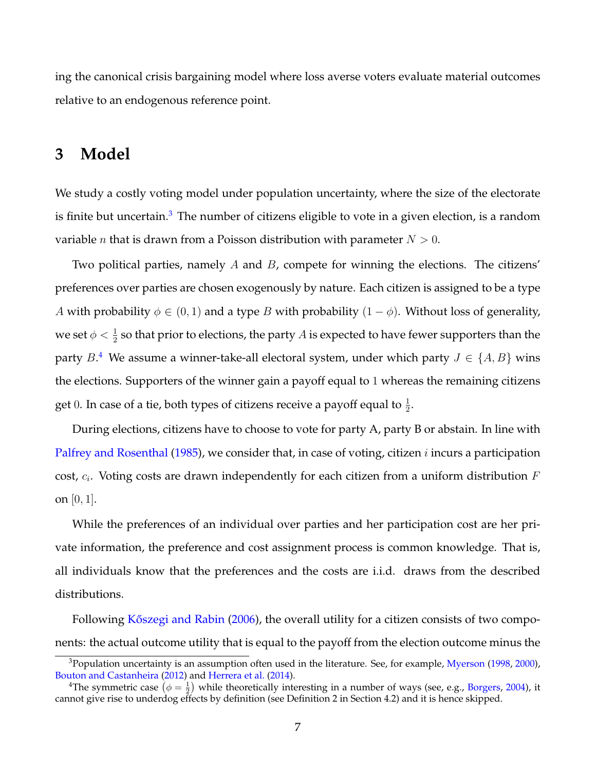ing the canonical crisis bargaining model where loss averse voters evaluate material outcomes relative to an endogenous reference point.

# 3 Model

We study a costly voting model under population uncertainty, where the size of the electorate is finite but uncertain.[3] The number of citizens eligible to vote in a given election, is a random variable $n$ that is drawn from a Poisson distribution with parameter $N > 0$.

Two political parties, namely $A$ and $B$, compete for winning the elections. The citizens' preferences over parties are chosen exogenously by nature. Each citizen is assigned to be a type $A$ with probability $\phi \in (0, 1)$ and a type $B$ with probability $(1 - \phi)$. Without loss of generality, we set $\phi < \frac{1}{2}$ so that prior to elections, the party $A$ is expected to have fewer supporters than the party $B$.[4] We assume a winner-take-all electoral system, under which party $J \in \{A, B\}$ wins the elections. Supporters of the winner gain a payoff equal to $1$ whereas the remaining citizens get $0$. In case of a tie, both types of citizens receive a payoff equal to $\frac{1}{2}$.

During elections, citizens have to choose to vote for party A, party B or abstain. In line with Palfrey and Rosenthal (1985), we consider that, in case of voting, citizen $i$ incurs a participation cost, $c_i$. Voting costs are drawn independently for each citizen from a uniform distribution $F$ on $[0, 1]$.

While the preferences of an individual over parties and her participation cost are her private information, the preference and cost assignment process is common knowledge. That is, all individuals know that the preferences and the costs are i.i.d. draws from the described distributions.

Following Kőszegi and Rabin (2006), the overall utility for a citizen consists of two components: the actual outcome utility that is equal to the payoff from the election outcome minus the

[3] Population uncertainty is an assumption often used in the literature. See, for example, Myerson (1998, 2000), Bouton and Castanheira (2012) and Herrera et al. (2014).

[4] The symmetric case $(\phi = \frac{1}{2})$ while theoretically interesting in a number of ways (see, e.g., Borgers, 2004), it cannot give rise to underdog effects by definition (see Definition 2 in Section 4.2) and it is hence skipped.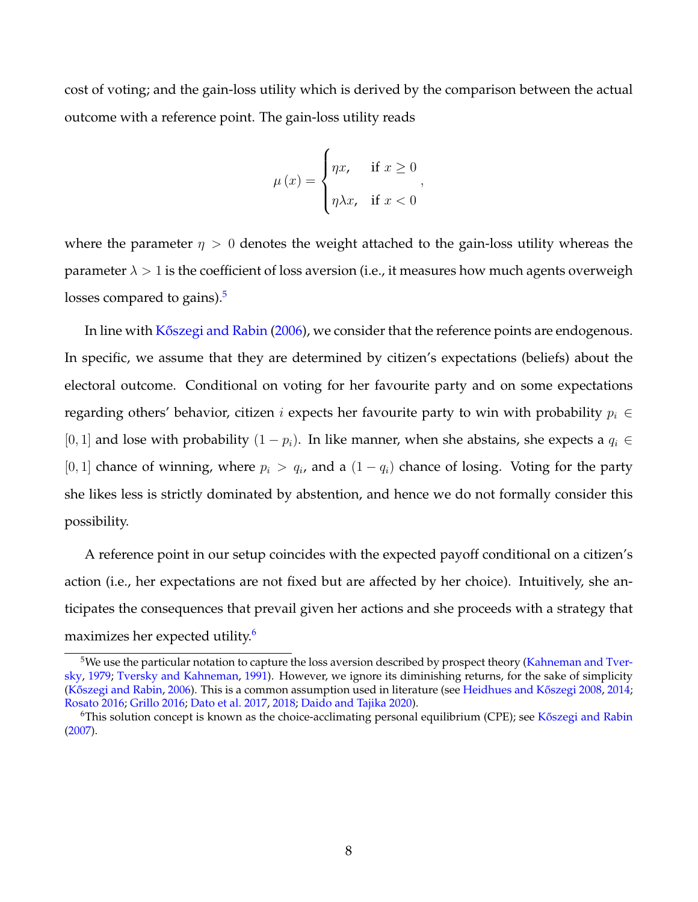cost of voting; and the gain-loss utility which is derived by the comparison between the actual outcome with a reference point. The gain-loss utility reads

$$
\mu(x) = \begin{cases} \eta x, & \text{if } x \geq 0 \\ \eta \lambda x, & \text{if } x < 0 \end{cases},
$$

where the parameter $\eta > 0$ denotes the weight attached to the gain-loss utility whereas the parameter $\lambda > 1$ is the coefficient of loss aversion (i.e., it measures how much agents overweigh losses compared to gains).[5]

In line with Kőszegi and Rabin (2006), we consider that the reference points are endogenous. In specific, we assume that they are determined by citizen's expectations (beliefs) about the electoral outcome. Conditional on voting for her favourite party and on some expectations regarding others' behavior, citizen $i$ expects her favourite party to win with probability $p_i \in [0,1]$ and lose with probability $(1 - p_i)$. In like manner, when she abstains, she expects a $q_i \in [0,1]$ chance of winning, where $p_i > q_i$, and a $(1 - q_i)$ chance of losing. Voting for the party she likes less is strictly dominated by abstention, and hence we do not formally consider this possibility.

A reference point in our setup coincides with the expected payoff conditional on a citizen's action (i.e., her expectations are not fixed but are affected by her choice). Intuitively, she anticipates the consequences that prevail given her actions and she proceeds with a strategy that maximizes her expected utility.[6]

[5] We use the particular notation to capture the loss aversion described by prospect theory (Kahneman and Tversky, 1979; Tversky and Kahneman, 1991). However, we ignore its diminishing returns, for the sake of simplicity (Kőszegi and Rabin, 2006). This is a common assumption used in literature (see Heidhues and Kőszegi 2008, 2014; Rosato 2016; Grillo 2016; Dato et al. 2017, 2018; Daido and Tajika 2020).

[6] This solution concept is known as the choice-acclimating personal equilibrium (CPE); see Kőszegi and Rabin (2007).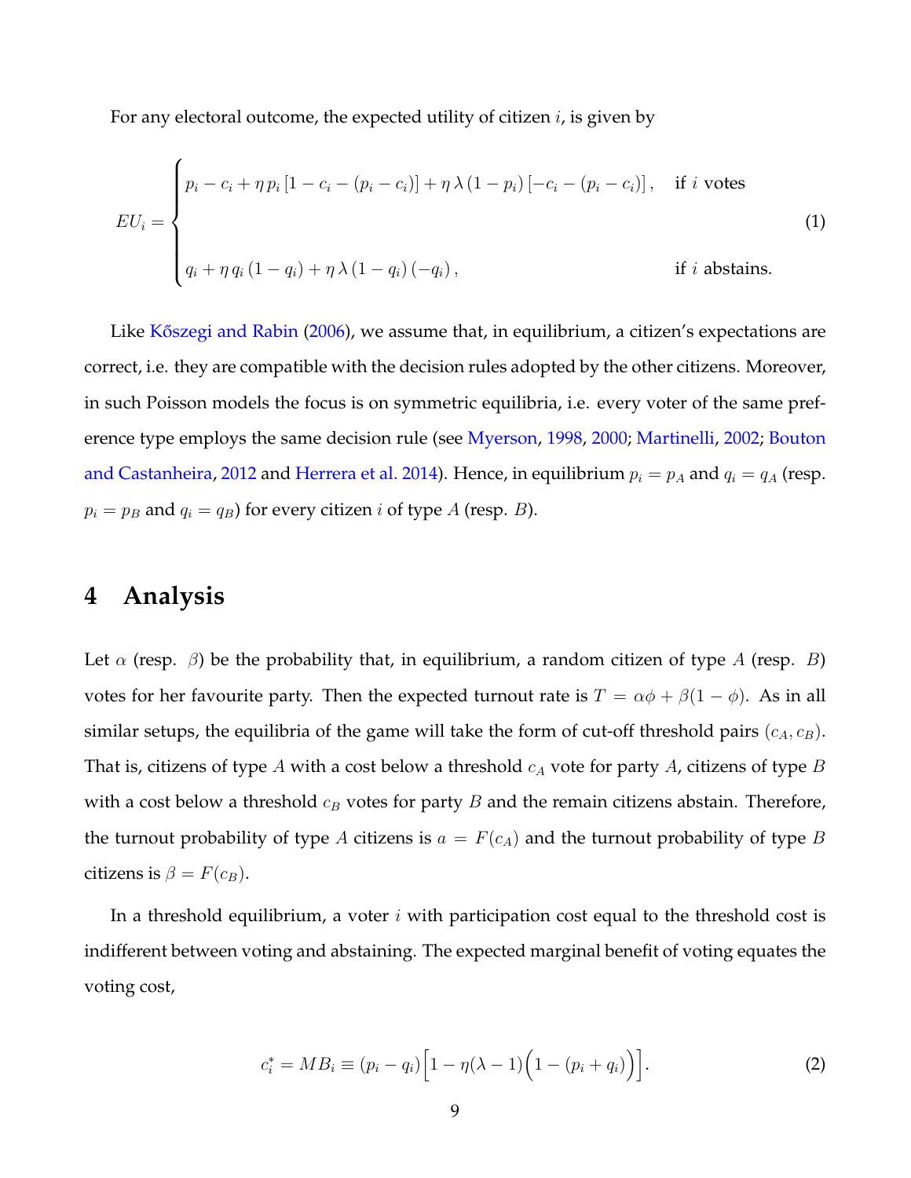For any electoral outcome, the expected utility of citizen $i$, is given by

$$
EU_i = \begin{cases} p_i - c_i + \eta\, p_i \left[1 - c_i - (p_i - c_i)\right] + \eta\, \lambda \,(1 - p_i) \left[-c_i - (p_i - c_i)\right], & \text{if } i \text{ votes} \\ \\ q_i + \eta\, q_i \,(1 - q_i) + \eta\, \lambda \,(1 - q_i) \,(-q_i)\,, & \text{if } i \text{ abstains.} \end{cases} \tag{1}
$$

Like Kőszegi and Rabin (2006), we assume that, in equilibrium, a citizen's expectations are correct, i.e. they are compatible with the decision rules adopted by the other citizens. Moreover, in such Poisson models the focus is on symmetric equilibria, i.e. every voter of the same preference type employs the same decision rule (see Myerson, 1998, 2000; Martinelli, 2002; Bouton and Castanheira, 2012 and Herrera et al. 2014). Hence, in equilibrium $p_i = p_A$ and $q_i = q_A$ (resp. $p_i = p_B$ and $q_i = q_B$) for every citizen $i$ of type $A$ (resp. $B$).

# 4 Analysis

Let $\alpha$ (resp. $\beta$) be the probability that, in equilibrium, a random citizen of type $A$ (resp. $B$) votes for her favourite party. Then the expected turnout rate is $T = \alpha\phi + \beta(1 - \phi)$. As in all similar setups, the equilibria of the game will take the form of cut-off threshold pairs $(c_A, c_B)$. That is, citizens of type $A$ with a cost below a threshold $c_A$ vote for party $A$, citizens of type $B$ with a cost below a threshold $c_B$ votes for party $B$ and the remain citizens abstain. Therefore, the turnout probability of type $A$ citizens is $a = F(c_A)$ and the turnout probability of type $B$ citizens is $\beta = F(c_B)$.

In a threshold equilibrium, a voter $i$ with participation cost equal to the threshold cost is indifferent between voting and abstaining. The expected marginal benefit of voting equates the voting cost,

$$
c_i^* = MB_i \equiv (p_i - q_i)\Big[1 - \eta(\lambda - 1)\Big(1 - (p_i + q_i)\Big)\Big]. \tag{2}
$$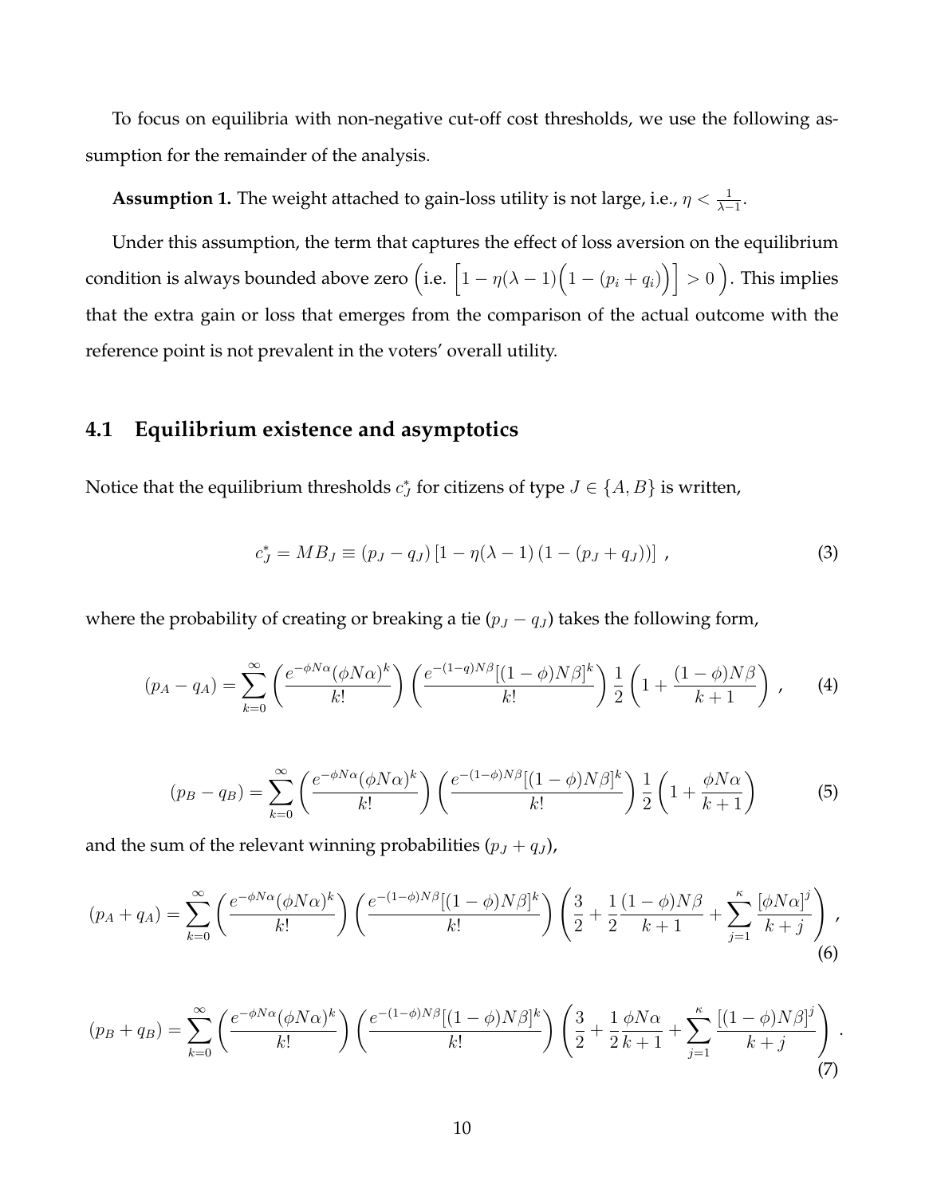To focus on equilibria with non-negative cut-off cost thresholds, we use the following assumption for the remainder of the analysis.

**Assumption 1.** The weight attached to gain-loss utility is not large, i.e., $\eta < \frac{1}{\lambda - 1}$.

Under this assumption, the term that captures the effect of loss aversion on the equilibrium condition is always bounded above zero $\left(\text{i.e. } \left[1 - \eta(\lambda - 1)\Big(1 - (p_i + q_i)\Big)\right] > 0\right)$. This implies that the extra gain or loss that emerges from the comparison of the actual outcome with the reference point is not prevalent in the voters' overall utility.

## 4.1 Equilibrium existence and asymptotics

Notice that the equilibrium thresholds $c_J^*$ for citizens of type $J \in \{A, B\}$ is written,

$$c_J^* = MB_J \equiv (p_J - q_J)\left[1 - \eta(\lambda - 1)\left(1 - (p_J + q_J)\right)\right] \ , \tag{3}$$

where the probability of creating or breaking a tie ($p_J - q_J$) takes the following form,

$$(p_A - q_A) = \sum_{k=0}^{\infty} \left(\frac{e^{-\phi N\alpha}(\phi N\alpha)^k}{k!}\right)\left(\frac{e^{-(1-q)N\beta}[(1-\phi)N\beta]^k}{k!}\right)\frac{1}{2}\left(1 + \frac{(1-\phi)N\beta}{k+1}\right) \ , \tag{4}$$

$$(p_B - q_B) = \sum_{k=0}^{\infty} \left(\frac{e^{-\phi N\alpha}(\phi N\alpha)^k}{k!}\right)\left(\frac{e^{-(1-\phi)N\beta}[(1-\phi)N\beta]^k}{k!}\right)\frac{1}{2}\left(1 + \frac{\phi N\alpha}{k+1}\right) \tag{5}$$

and the sum of the relevant winning probabilities ($p_J + q_J$),

$$(p_A + q_A) = \sum_{k=0}^{\infty} \left(\frac{e^{-\phi N\alpha}(\phi N\alpha)^k}{k!}\right)\left(\frac{e^{-(1-\phi)N\beta}[(1-\phi)N\beta]^k}{k!}\right)\left(\frac{3}{2} + \frac{1}{2}\frac{(1-\phi)N\beta}{k+1} + \sum_{j=1}^{\kappa}\frac{[\phi N\alpha]^j}{k+j}\right) \ , \tag{6}$$

$$(p_B + q_B) = \sum_{k=0}^{\infty} \left(\frac{e^{-\phi N\alpha}(\phi N\alpha)^k}{k!}\right)\left(\frac{e^{-(1-\phi)N\beta}[(1-\phi)N\beta]^k}{k!}\right)\left(\frac{3}{2} + \frac{1}{2}\frac{\phi N\alpha}{k+1} + \sum_{j=1}^{\kappa}\frac{[(1-\phi)N\beta]^j}{k+j}\right) . \tag{7}$$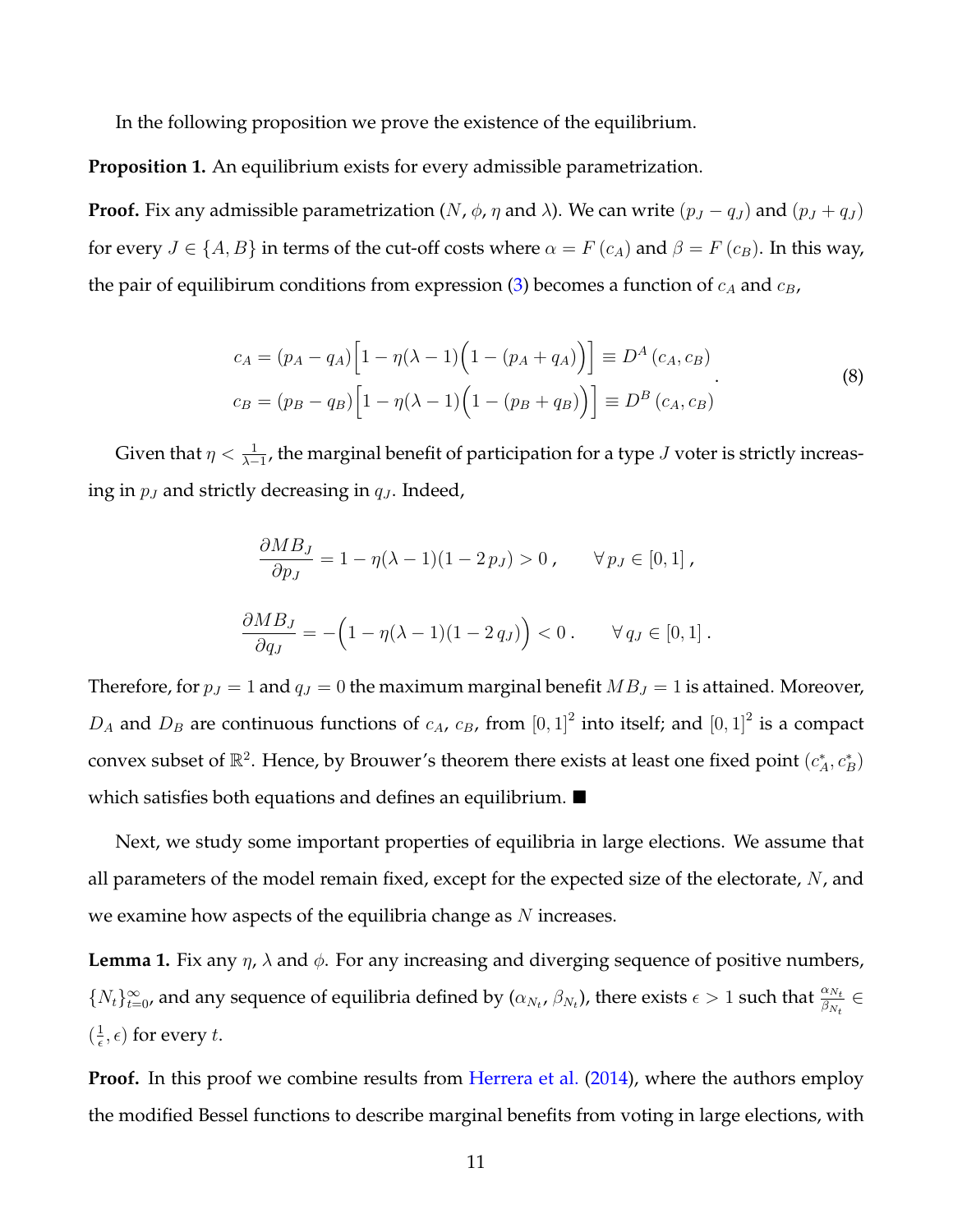In the following proposition we prove the existence of the equilibrium.

**Proposition 1.** An equilibrium exists for every admissible parametrization.

**Proof.** Fix any admissible parametrization ($N$, $\phi$, $\eta$ and $\lambda$). We can write $(p_J - q_J)$ and $(p_J + q_J)$ for every $J \in \{A, B\}$ in terms of the cut-off costs where $\alpha = F(c_A)$ and $\beta = F(c_B)$. In this way, the pair of equilibirum conditions from expression (3) becomes a function of $c_A$ and $c_B$,

$$
\begin{aligned}
c_A &= (p_A - q_A)\Big[1 - \eta(\lambda - 1)\Big(1 - (p_A + q_A)\Big)\Big] \equiv D^A(c_A, c_B) \\
c_B &= (p_B - q_B)\Big[1 - \eta(\lambda - 1)\Big(1 - (p_B + q_B)\Big)\Big] \equiv D^B(c_A, c_B)
\end{aligned}
\quad . \tag{8}
$$

Given that $\eta < \frac{1}{\lambda - 1}$, the marginal benefit of participation for a type $J$ voter is strictly increasing in $p_J$ and strictly decreasing in $q_J$. Indeed,

$$
\frac{\partial MB_J}{\partial p_J} = 1 - \eta(\lambda - 1)(1 - 2\,p_J) > 0\,, \qquad \forall\, p_J \in [0, 1]\,,
$$

$$
\frac{\partial MB_J}{\partial q_J} = -\Big(1 - \eta(\lambda - 1)(1 - 2\,q_J)\Big) < 0\,. \qquad \forall\, q_J \in [0, 1]\,.
$$

Therefore, for $p_J = 1$ and $q_J = 0$ the maximum marginal benefit $MB_J = 1$ is attained. Moreover, $D_A$ and $D_B$ are continuous functions of $c_A$, $c_B$, from $[0, 1]^2$ into itself; and $[0, 1]^2$ is a compact convex subset of $\mathbb{R}^2$. Hence, by Brouwer's theorem there exists at least one fixed point $(c_A^*, c_B^*)$ which satisfies both equations and defines an equilibrium. ■

Next, we study some important properties of equilibria in large elections. We assume that all parameters of the model remain fixed, except for the expected size of the electorate, $N$, and we examine how aspects of the equilibria change as $N$ increases.

**Lemma 1.** Fix any $\eta$, $\lambda$ and $\phi$. For any increasing and diverging sequence of positive numbers, $\{N_t\}_{t=0}^{\infty}$, and any sequence of equilibria defined by $(\alpha_{N_t}, \beta_{N_t})$, there exists $\epsilon > 1$ such that $\frac{\alpha_{N_t}}{\beta_{N_t}} \in (\frac{1}{\epsilon}, \epsilon)$ for every $t$.

**Proof.** In this proof we combine results from Herrera et al. (2014), where the authors employ the modified Bessel functions to describe marginal benefits from voting in large elections, with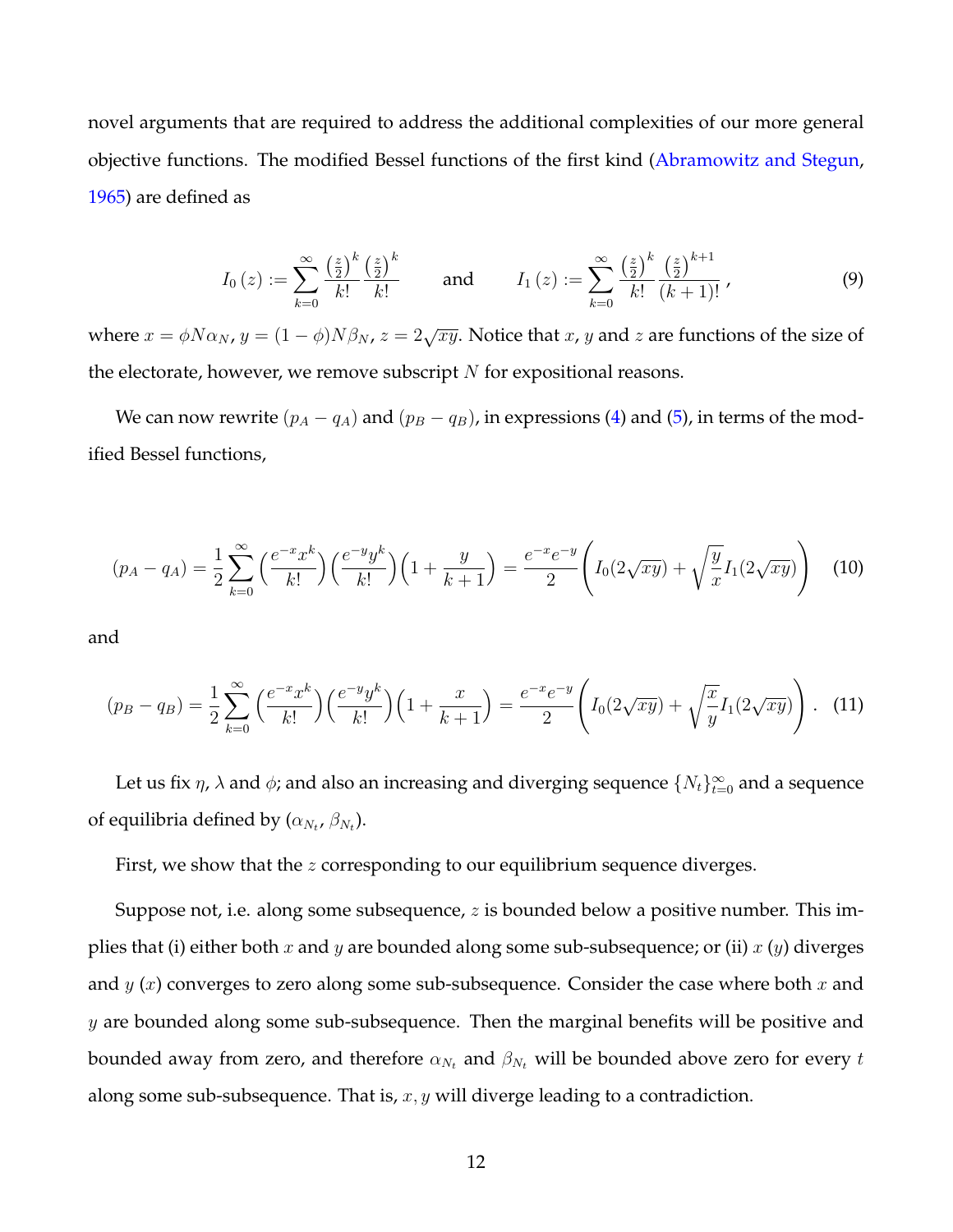novel arguments that are required to address the additional complexities of our more general objective functions. The modified Bessel functions of the first kind (Abramowitz and Stegun, 1965) are defined as

$$I_0(z) := \sum_{k=0}^{\infty} \frac{\left(\frac{z}{2}\right)^k}{k!} \frac{\left(\frac{z}{2}\right)^k}{k!} \qquad \text{and} \qquad I_1(z) := \sum_{k=0}^{\infty} \frac{\left(\frac{z}{2}\right)^k}{k!} \frac{\left(\frac{z}{2}\right)^{k+1}}{(k+1)!}, \tag{9}$$

where $x = \phi N \alpha_N$, $y = (1-\phi) N \beta_N$, $z = 2\sqrt{xy}$. Notice that $x$, $y$ and $z$ are functions of the size of the electorate, however, we remove subscript $N$ for expositional reasons.

We can now rewrite $(p_A - q_A)$ and $(p_B - q_B)$, in expressions (4) and (5), in terms of the modified Bessel functions,

$$(p_A - q_A) = \frac{1}{2} \sum_{k=0}^{\infty} \left(\frac{e^{-x} x^k}{k!}\right)\left(\frac{e^{-y} y^k}{k!}\right)\left(1 + \frac{y}{k+1}\right) = \frac{e^{-x} e^{-y}}{2} \left( I_0(2\sqrt{xy}) + \sqrt{\frac{y}{x}} I_1(2\sqrt{xy}) \right) \tag{10}$$

and

$$(p_B - q_B) = \frac{1}{2} \sum_{k=0}^{\infty} \left(\frac{e^{-x} x^k}{k!}\right)\left(\frac{e^{-y} y^k}{k!}\right)\left(1 + \frac{x}{k+1}\right) = \frac{e^{-x} e^{-y}}{2} \left( I_0(2\sqrt{xy}) + \sqrt{\frac{x}{y}} I_1(2\sqrt{xy}) \right). \tag{11}$$

Let us fix $\eta$, $\lambda$ and $\phi$; and also an increasing and diverging sequence $\{N_t\}_{t=0}^{\infty}$ and a sequence of equilibria defined by $(\alpha_{N_t}, \beta_{N_t})$.

First, we show that the $z$ corresponding to our equilibrium sequence diverges.

Suppose not, i.e. along some subsequence, $z$ is bounded below a positive number. This implies that (i) either both $x$ and $y$ are bounded along some sub-subsequence; or (ii) $x$ ($y$) diverges and $y$ ($x$) converges to zero along some sub-subsequence. Consider the case where both $x$ and $y$ are bounded along some sub-subsequence. Then the marginal benefits will be positive and bounded away from zero, and therefore $\alpha_{N_t}$ and $\beta_{N_t}$ will be bounded above zero for every $t$ along some sub-subsequence. That is, $x, y$ will diverge leading to a contradiction.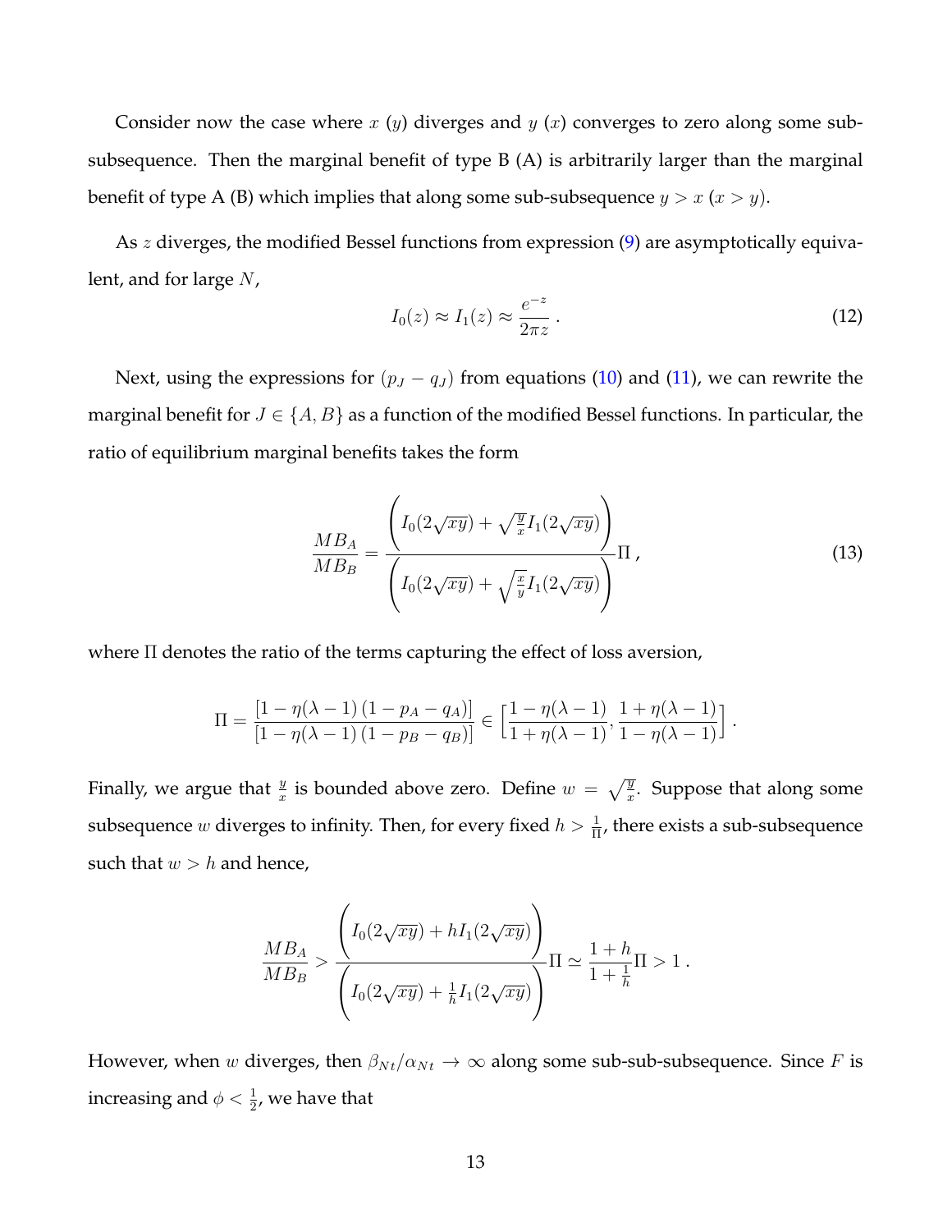Consider now the case where $x$ ($y$) diverges and $y$ ($x$) converges to zero along some sub-subsequence. Then the marginal benefit of type B (A) is arbitrarily larger than the marginal benefit of type A (B) which implies that along some sub-subsequence $y > x$ ($x > y$).

As $z$ diverges, the modified Bessel functions from expression (9) are asymptotically equivalent, and for large $N$,

$$I_0(z) \approx I_1(z) \approx \frac{e^{-z}}{2\pi z} \,. \tag{12}$$

Next, using the expressions for $(p_J - q_J)$ from equations (10) and (11), we can rewrite the marginal benefit for $J \in \{A, B\}$ as a function of the modified Bessel functions. In particular, the ratio of equilibrium marginal benefits takes the form

$$\frac{MB_A}{MB_B} = \frac{\left(I_0(2\sqrt{xy}) + \sqrt{\frac{y}{x}} I_1(2\sqrt{xy})\right)}{\left(I_0(2\sqrt{xy}) + \sqrt{\frac{x}{y}} I_1(2\sqrt{xy})\right)} \Pi \,, \tag{13}$$

where $\Pi$ denotes the ratio of the terms capturing the effect of loss aversion,

$$\Pi = \frac{[1 - \eta(\lambda - 1)(1 - p_A - q_A)]}{[1 - \eta(\lambda - 1)(1 - p_B - q_B)]} \in \Big[\frac{1 - \eta(\lambda - 1)}{1 + \eta(\lambda - 1)}, \frac{1 + \eta(\lambda - 1)}{1 - \eta(\lambda - 1)}\Big] \,.$$

Finally, we argue that $\frac{y}{x}$ is bounded above zero. Define $w = \sqrt{\frac{y}{x}}$. Suppose that along some subsequence $w$ diverges to infinity. Then, for every fixed $h > \frac{1}{\Pi}$, there exists a sub-subsequence such that $w > h$ and hence,

$$\frac{MB_A}{MB_B} > \frac{\left(I_0(2\sqrt{xy}) + h I_1(2\sqrt{xy})\right)}{\left(I_0(2\sqrt{xy}) + \frac{1}{h} I_1(2\sqrt{xy})\right)} \Pi \simeq \frac{1 + h}{1 + \frac{1}{h}} \Pi > 1 \,.$$

However, when $w$ diverges, then $\beta_{Nt}/\alpha_{Nt} \to \infty$ along some sub-sub-subsequence. Since $F$ is increasing and $\phi < \frac{1}{2}$, we have that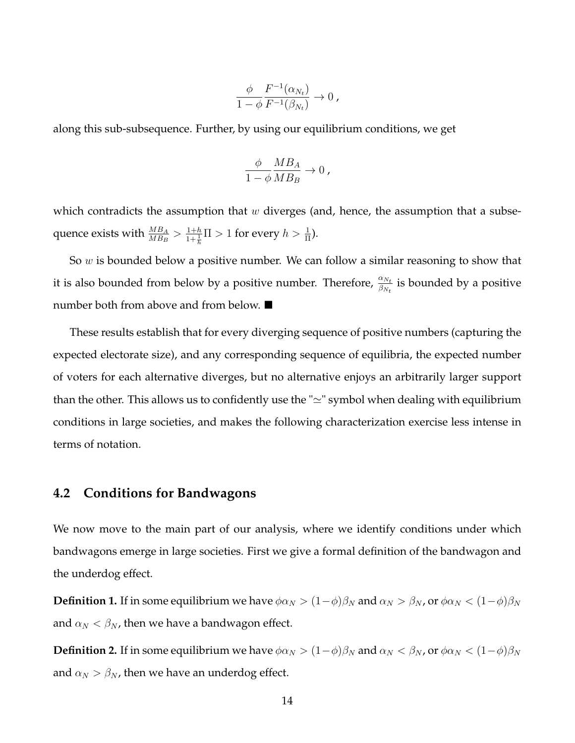$$\frac{\phi}{1-\phi}\frac{F^{-1}(\alpha_{N_t})}{F^{-1}(\beta_{N_t})} \to 0 \,,$$

along this sub-subsequence. Further, by using our equilibrium conditions, we get

$$\frac{\phi}{1-\phi}\frac{MB_A}{MB_B} \to 0 \,,$$

which contradicts the assumption that $w$ diverges (and, hence, the assumption that a subsequence exists with $\frac{MB_A}{MB_B} > \frac{1+h}{1+\frac{1}{h}}\Pi > 1$ for every $h > \frac{1}{\Pi}$).

So $w$ is bounded below a positive number. We can follow a similar reasoning to show that it is also bounded from below by a positive number. Therefore, $\frac{\alpha_{N_t}}{\beta_{N_t}}$ is bounded by a positive number both from above and from below. ■

These results establish that for every diverging sequence of positive numbers (capturing the expected electorate size), and any corresponding sequence of equilibria, the expected number of voters for each alternative diverges, but no alternative enjoys an arbitrarily larger support than the other. This allows us to confidently use the "$\simeq$" symbol when dealing with equilibrium conditions in large societies, and makes the following characterization exercise less intense in terms of notation.

## 4.2 Conditions for Bandwagons

We now move to the main part of our analysis, where we identify conditions under which bandwagons emerge in large societies. First we give a formal definition of the bandwagon and the underdog effect.

**Definition 1.** If in some equilibrium we have $\phi\alpha_N > (1-\phi)\beta_N$ and $\alpha_N > \beta_N$, or $\phi\alpha_N < (1-\phi)\beta_N$ and $\alpha_N < \beta_N$, then we have a bandwagon effect.

**Definition 2.** If in some equilibrium we have $\phi\alpha_N > (1-\phi)\beta_N$ and $\alpha_N < \beta_N$, or $\phi\alpha_N < (1-\phi)\beta_N$ and $\alpha_N > \beta_N$, then we have an underdog effect.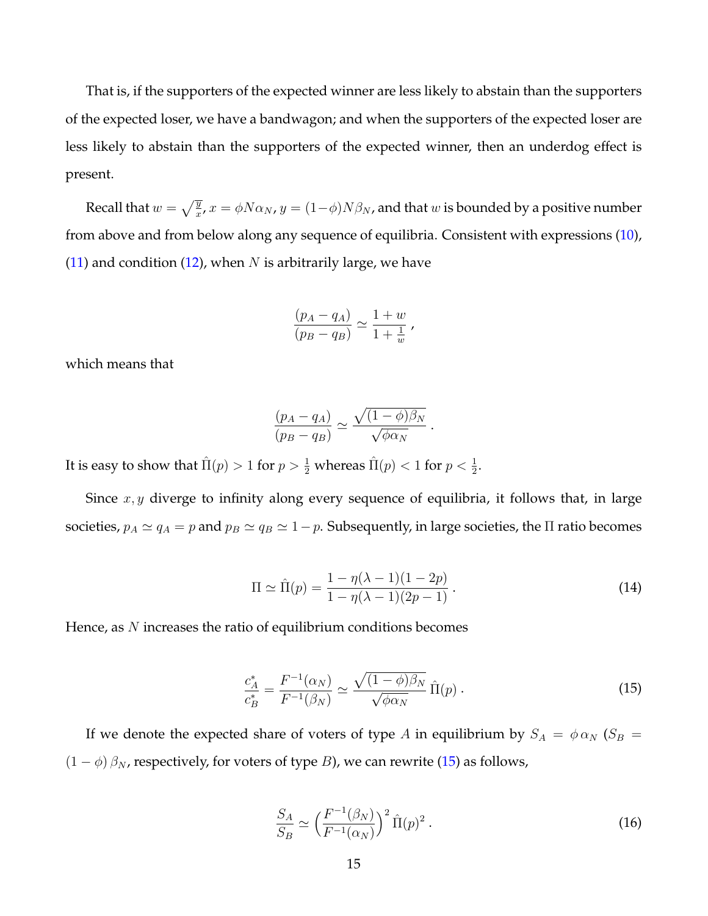That is, if the supporters of the expected winner are less likely to abstain than the supporters of the expected loser, we have a bandwagon; and when the supporters of the expected loser are less likely to abstain than the supporters of the expected winner, then an underdog effect is present.

Recall that $w = \sqrt{\frac{y}{x}}$, $x = \phi N \alpha_N$, $y = (1-\phi) N \beta_N$, and that $w$ is bounded by a positive number from above and from below along any sequence of equilibria. Consistent with expressions (10), (11) and condition (12), when $N$ is arbitrarily large, we have

$$\frac{(p_A - q_A)}{(p_B - q_B)} \simeq \frac{1+w}{1+\frac{1}{w}}\,,$$

which means that

$$\frac{(p_A - q_A)}{(p_B - q_B)} \simeq \frac{\sqrt{(1-\phi)\beta_N}}{\sqrt{\phi \alpha_N}}\,.$$

It is easy to show that $\hat{\Pi}(p) > 1$ for $p > \frac{1}{2}$ whereas $\hat{\Pi}(p) < 1$ for $p < \frac{1}{2}$.

Since $x, y$ diverge to infinity along every sequence of equilibria, it follows that, in large societies, $p_A \simeq q_A = p$ and $p_B \simeq q_B \simeq 1 - p$. Subsequently, in large societies, the $\Pi$ ratio becomes

$$\Pi \simeq \hat{\Pi}(p) = \frac{1 - \eta(\lambda - 1)(1 - 2p)}{1 - \eta(\lambda - 1)(2p - 1)}\,. \tag{14}$$

Hence, as $N$ increases the ratio of equilibrium conditions becomes

$$\frac{c_A^*}{c_B^*} = \frac{F^{-1}(\alpha_N)}{F^{-1}(\beta_N)} \simeq \frac{\sqrt{(1-\phi)\beta_N}}{\sqrt{\phi \alpha_N}}\,\hat{\Pi}(p)\,. \tag{15}$$

If we denote the expected share of voters of type $A$ in equilibrium by $S_A = \phi\,\alpha_N$ ($S_B = (1-\phi)\,\beta_N$, respectively, for voters of type $B$), we can rewrite (15) as follows,

$$\frac{S_A}{S_B} \simeq \Big(\frac{F^{-1}(\beta_N)}{F^{-1}(\alpha_N)}\Big)^2\,\hat{\Pi}(p)^2\,. \tag{16}$$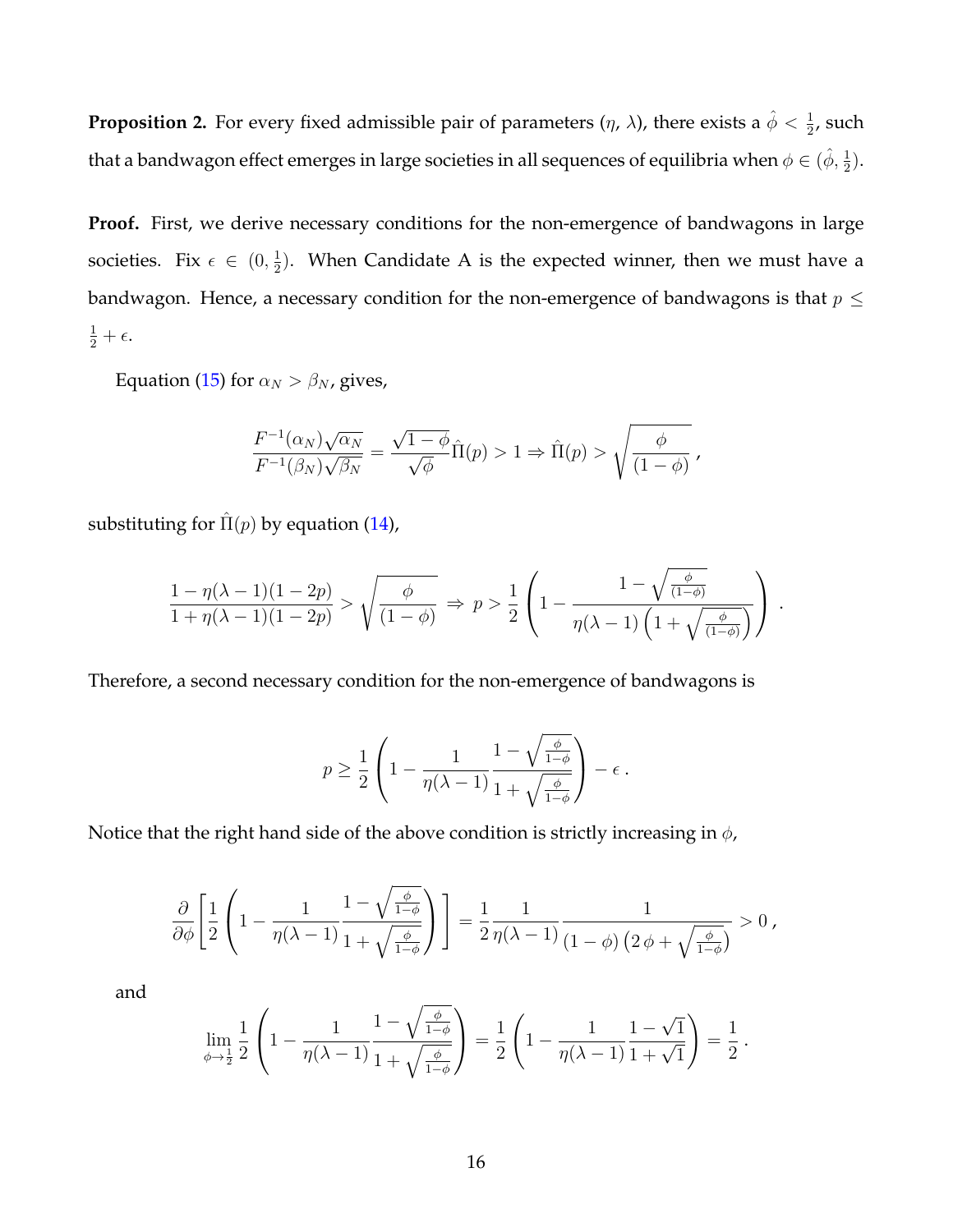**Proposition 2.** For every fixed admissible pair of parameters ($\eta$, $\lambda$), there exists a $\hat{\phi} < \frac{1}{2}$, such that a bandwagon effect emerges in large societies in all sequences of equilibria when $\phi \in (\hat{\phi}, \frac{1}{2})$.

**Proof.** First, we derive necessary conditions for the non-emergence of bandwagons in large societies. Fix $\epsilon \in (0, \frac{1}{2})$. When Candidate A is the expected winner, then we must have a bandwagon. Hence, a necessary condition for the non-emergence of bandwagons is that $p \leq \frac{1}{2} + \epsilon$.

Equation (15) for $\alpha_N > \beta_N$, gives,

$$\frac{F^{-1}(\alpha_N)\sqrt{\alpha_N}}{F^{-1}(\beta_N)\sqrt{\beta_N}} = \frac{\sqrt{1-\phi}}{\sqrt{\phi}}\hat{\Pi}(p) > 1 \Rightarrow \hat{\Pi}(p) > \sqrt{\frac{\phi}{(1-\phi)}}\,,$$

substituting for $\hat{\Pi}(p)$ by equation (14),

$$\frac{1-\eta(\lambda-1)(1-2p)}{1+\eta(\lambda-1)(1-2p)} > \sqrt{\frac{\phi}{(1-\phi)}} \;\Rightarrow\; p > \frac{1}{2}\left(1 - \frac{1-\sqrt{\frac{\phi}{(1-\phi)}}}{\eta(\lambda-1)\left(1+\sqrt{\frac{\phi}{(1-\phi)}}\right)}\right)\,.$$

Therefore, a second necessary condition for the non-emergence of bandwagons is

$$p \geq \frac{1}{2}\left(1 - \frac{1}{\eta(\lambda-1)}\frac{1-\sqrt{\frac{\phi}{1-\phi}}}{1+\sqrt{\frac{\phi}{1-\phi}}}\right) - \epsilon\,.$$

Notice that the right hand side of the above condition is strictly increasing in $\phi$,

$$\frac{\partial}{\partial\phi}\left[\frac{1}{2}\left(1 - \frac{1}{\eta(\lambda-1)}\frac{1-\sqrt{\frac{\phi}{1-\phi}}}{1+\sqrt{\frac{\phi}{1-\phi}}}\right)\right] = \frac{1}{2}\frac{1}{\eta(\lambda-1)}\frac{1}{(1-\phi)\left(2\,\phi+\sqrt{\frac{\phi}{1-\phi}}\right)} > 0\,,$$

and

$$\lim_{\phi\to\frac{1}{2}}\frac{1}{2}\left(1 - \frac{1}{\eta(\lambda-1)}\frac{1-\sqrt{\frac{\phi}{1-\phi}}}{1+\sqrt{\frac{\phi}{1-\phi}}}\right) = \frac{1}{2}\left(1 - \frac{1}{\eta(\lambda-1)}\frac{1-\sqrt{1}}{1+\sqrt{1}}\right) = \frac{1}{2}\,.$$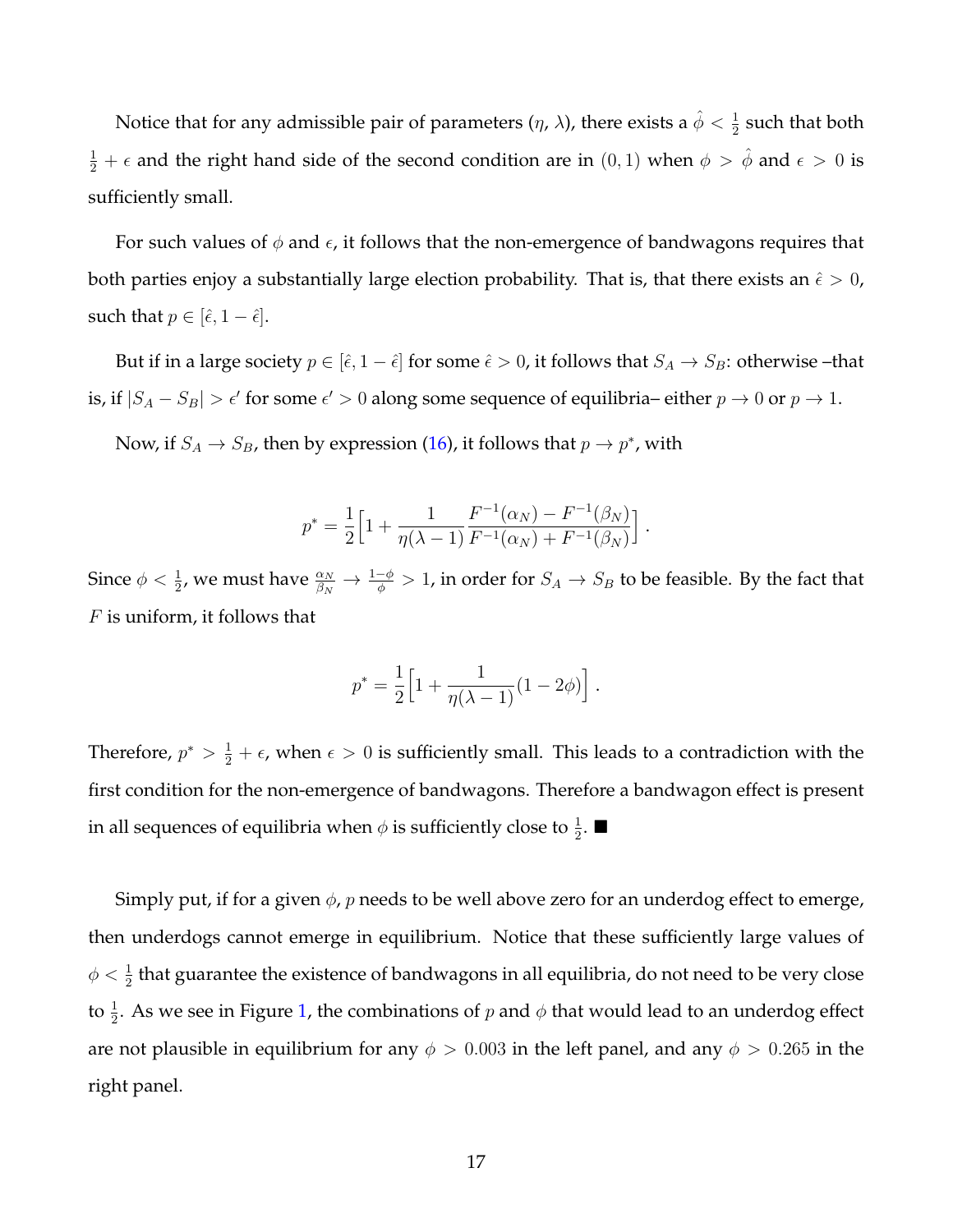Notice that for any admissible pair of parameters ($\eta$, $\lambda$), there exists a $\hat{\phi} < \frac{1}{2}$ such that both $\frac{1}{2} + \epsilon$ and the right hand side of the second condition are in $(0, 1)$ when $\phi > \hat{\phi}$ and $\epsilon > 0$ is sufficiently small.

For such values of $\phi$ and $\epsilon$, it follows that the non-emergence of bandwagons requires that both parties enjoy a substantially large election probability. That is, that there exists an $\hat{\epsilon} > 0$, such that $p \in [\hat{\epsilon}, 1 - \hat{\epsilon}]$.

But if in a large society $p \in [\hat{\epsilon}, 1 - \hat{\epsilon}]$ for some $\hat{\epsilon} > 0$, it follows that $S_A \to S_B$: otherwise –that is, if $|S_A - S_B| > \epsilon'$ for some $\epsilon' > 0$ along some sequence of equilibria– either $p \to 0$ or $p \to 1$.

Now, if $S_A \to S_B$, then by expression (16), it follows that $p \to p^*$, with

$$p^* = \frac{1}{2}\Big[1 + \frac{1}{\eta(\lambda - 1)} \frac{F^{-1}(\alpha_N) - F^{-1}(\beta_N)}{F^{-1}(\alpha_N) + F^{-1}(\beta_N)}\Big] \, .$$

Since $\phi < \frac{1}{2}$, we must have $\frac{\alpha_N}{\beta_N} \to \frac{1-\phi}{\phi} > 1$, in order for $S_A \to S_B$ to be feasible. By the fact that $F$ is uniform, it follows that

$$p^* = \frac{1}{2}\Big[1 + \frac{1}{\eta(\lambda - 1)}(1 - 2\phi)\Big] \, .$$

Therefore, $p^* > \frac{1}{2} + \epsilon$, when $\epsilon > 0$ is sufficiently small. This leads to a contradiction with the first condition for the non-emergence of bandwagons. Therefore a bandwagon effect is present in all sequences of equilibria when $\phi$ is sufficiently close to $\frac{1}{2}$. ■

Simply put, if for a given $\phi$, $p$ needs to be well above zero for an underdog effect to emerge, then underdogs cannot emerge in equilibrium. Notice that these sufficiently large values of $\phi < \frac{1}{2}$ that guarantee the existence of bandwagons in all equilibria, do not need to be very close to $\frac{1}{2}$. As we see in Figure 1, the combinations of $p$ and $\phi$ that would lead to an underdog effect are not plausible in equilibrium for any $\phi > 0.003$ in the left panel, and any $\phi > 0.265$ in the right panel.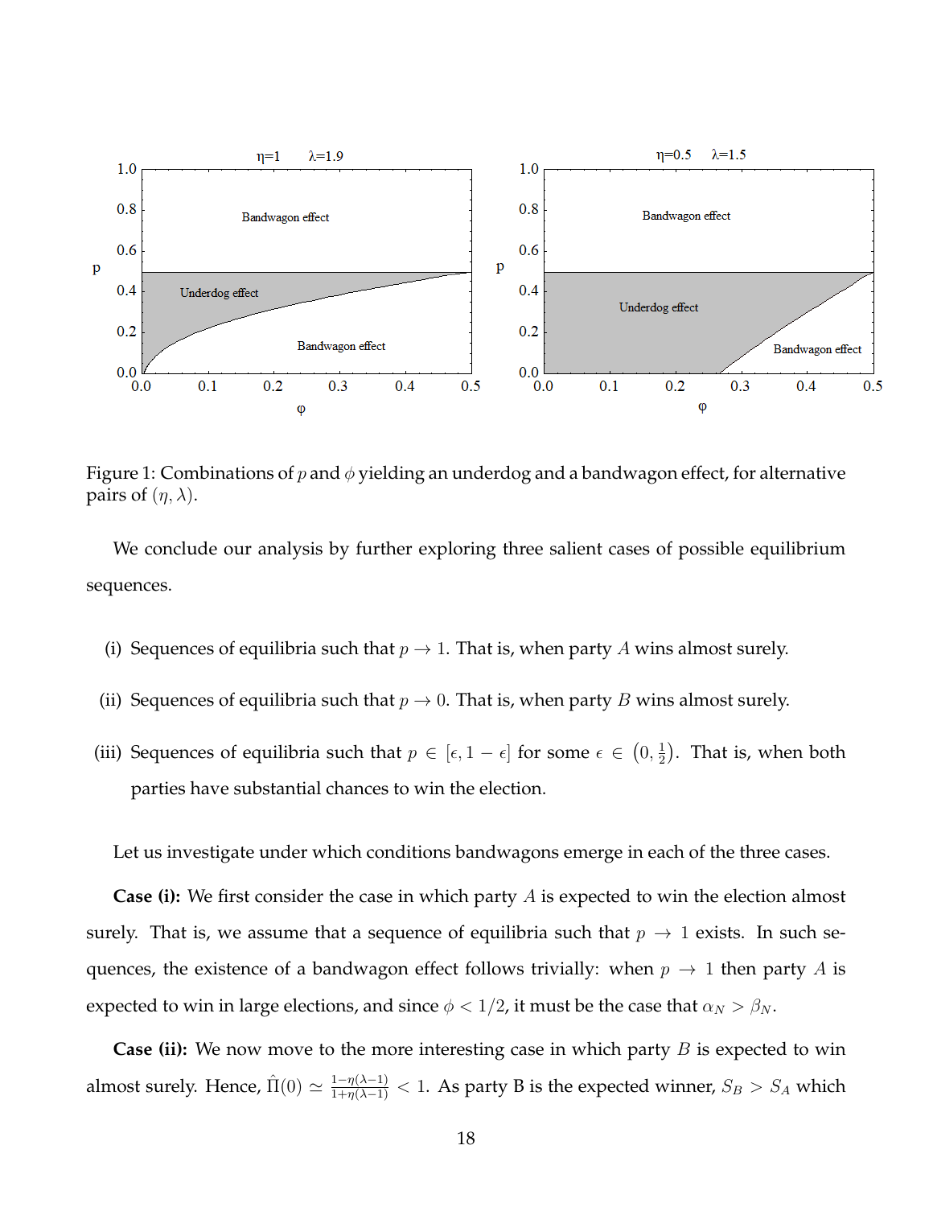Figure 1: Combinations of $p$ and $\phi$ yielding an underdog and a bandwagon effect, for alternative pairs of $(\eta, \lambda)$.

We conclude our analysis by further exploring three salient cases of possible equilibrium sequences.

(i) Sequences of equilibria such that $p \to 1$. That is, when party $A$ wins almost surely.

(ii) Sequences of equilibria such that $p \to 0$. That is, when party $B$ wins almost surely.

(iii) Sequences of equilibria such that $p \in [\epsilon, 1-\epsilon]$ for some $\epsilon \in \left(0, \frac{1}{2}\right)$. That is, when both parties have substantial chances to win the election.

Let us investigate under which conditions bandwagons emerge in each of the three cases.

**Case (i):** We first consider the case in which party $A$ is expected to win the election almost surely. That is, we assume that a sequence of equilibria such that $p \to 1$ exists. In such sequences, the existence of a bandwagon effect follows trivially: when $p \to 1$ then party $A$ is expected to win in large elections, and since $\phi < 1/2$, it must be the case that $\alpha_N > \beta_N$.

**Case (ii):** We now move to the more interesting case in which party $B$ is expected to win almost surely. Hence, $\hat{\Pi}(0) \simeq \frac{1-\eta(\lambda-1)}{1+\eta(\lambda-1)} < 1$. As party B is the expected winner, $S_B > S_A$ which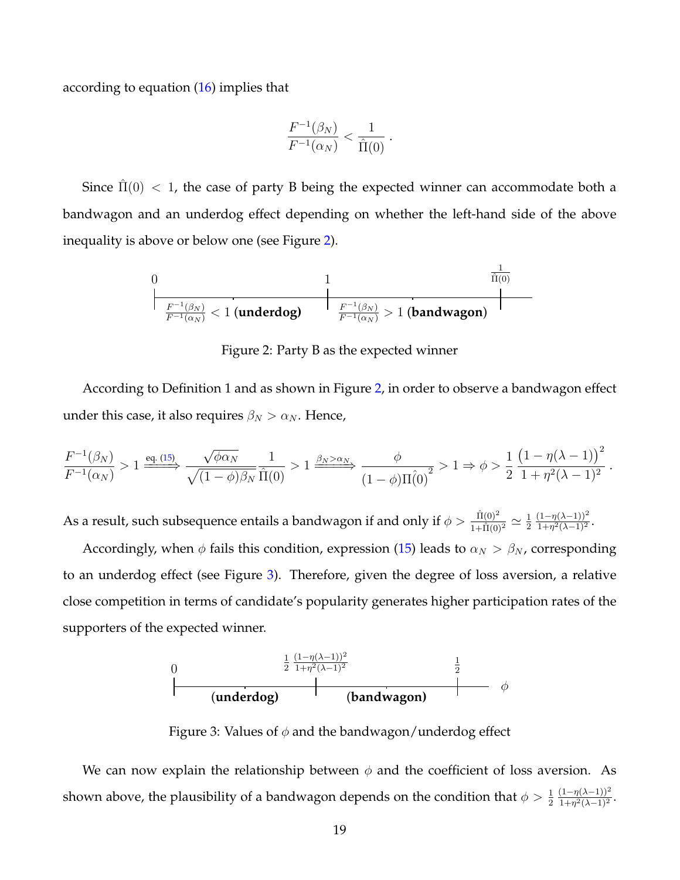according to equation (16) implies that

$$\frac{F^{-1}(\beta_N)}{F^{-1}(\alpha_N)} < \frac{1}{\hat{\Pi}(0)} .$$

Since $\hat{\Pi}(0) < 1$, the case of party B being the expected winner can accommodate both a bandwagon and an underdog effect depending on whether the left-hand side of the above inequality is above or below one (see Figure 2).

$$0 \quad\Big|\quad \frac{F^{-1}(\beta_N)}{F^{-1}(\alpha_N)} < 1 \ \textbf{(underdog)} \quad\Big|_{1}\quad \frac{F^{-1}(\beta_N)}{F^{-1}(\alpha_N)} > 1 \ \textbf{(bandwagon)} \quad\Big|_{\frac{1}{\hat{\Pi}(0)}}$$

Figure 2: Party B as the expected winner

According to Definition 1 and as shown in Figure 2, in order to observe a bandwagon effect under this case, it also requires $\beta_N > \alpha_N$. Hence,

$$\frac{F^{-1}(\beta_N)}{F^{-1}(\alpha_N)} > 1 \xRightarrow{\text{eq. (15)}} \frac{\sqrt{\phi\alpha_N}}{\sqrt{(1-\phi)\beta_N}}\frac{1}{\hat{\Pi}(0)} > 1 \xRightarrow{\beta_N > \alpha_N} \frac{\phi}{(1-\phi)\Pi\hat{(0)}^2} > 1 \Rightarrow \phi > \frac{1}{2}\,\frac{\big(1-\eta(\lambda-1)\big)^2}{1+\eta^2(\lambda-1)^2} .$$

As a result, such subsequence entails a bandwagon if and only if $\phi > \frac{\hat{\Pi}(0)^2}{1+\hat{\Pi}(0)^2} \simeq \frac{1}{2}\,\frac{(1-\eta(\lambda-1))^2}{1+\eta^2(\lambda-1)^2}$.

Accordingly, when $\phi$ fails this condition, expression (15) leads to $\alpha_N > \beta_N$, corresponding to an underdog effect (see Figure 3). Therefore, given the degree of loss aversion, a relative close competition in terms of candidate's popularity generates higher participation rates of the supporters of the expected winner.

$$0 \quad\Big|\quad \textbf{(underdog)} \quad\Big|_{\frac{1}{2}\frac{(1-\eta(\lambda-1))^2}{1+\eta^2(\lambda-1)^2}}\quad \textbf{(bandwagon)} \quad\Big|_{\frac{1}{2}} \quad \phi$$

Figure 3: Values of $\phi$ and the bandwagon/underdog effect

We can now explain the relationship between $\phi$ and the coefficient of loss aversion. As shown above, the plausibility of a bandwagon depends on the condition that $\phi > \frac{1}{2}\,\frac{(1-\eta(\lambda-1))^2}{1+\eta^2(\lambda-1)^2}$.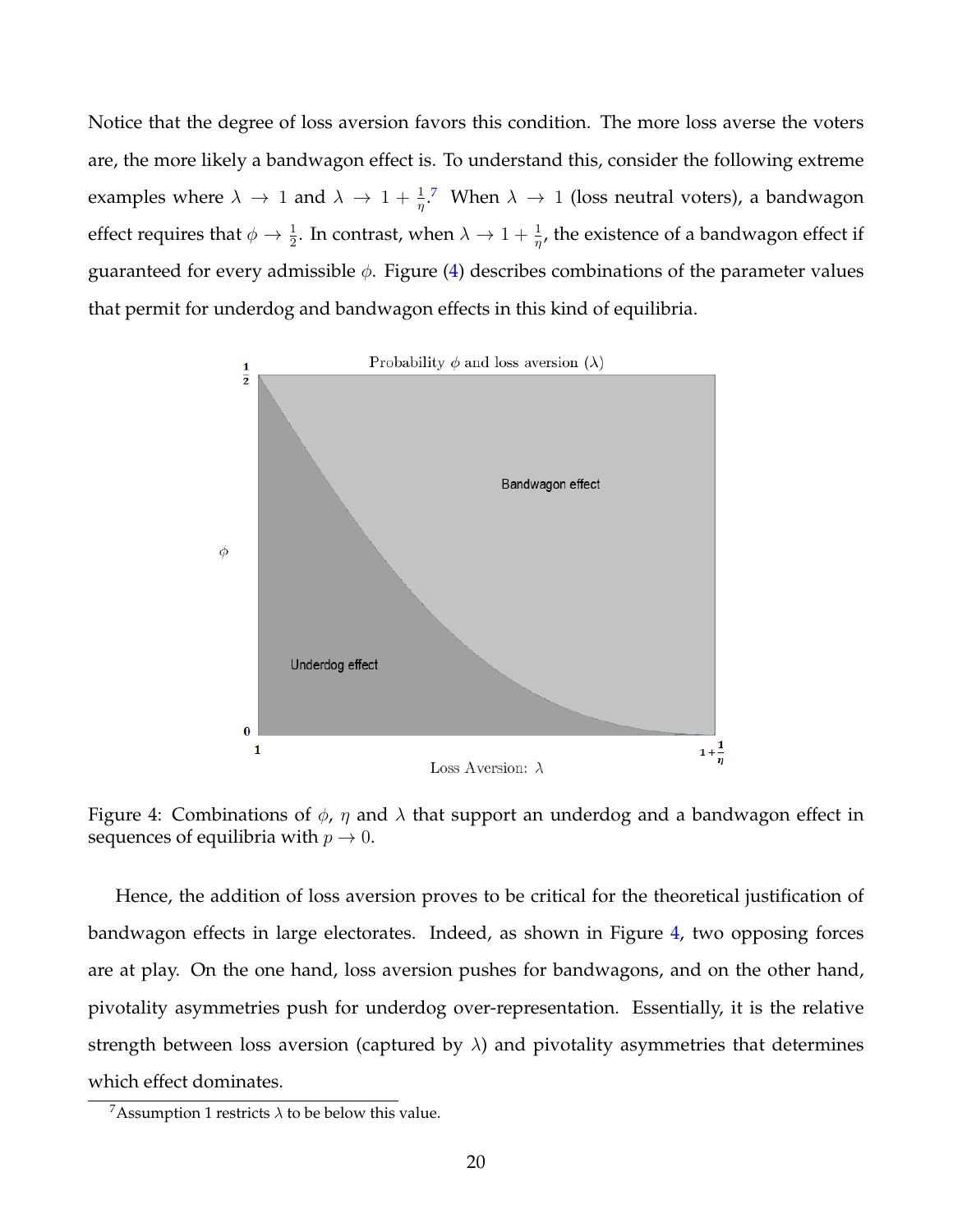Notice that the degree of loss aversion favors this condition. The more loss averse the voters are, the more likely a bandwagon effect is. To understand this, consider the following extreme examples where $\lambda \to 1$ and $\lambda \to 1 + \frac{1}{\eta}$.[7] When $\lambda \to 1$ (loss neutral voters), a bandwagon effect requires that $\phi \to \frac{1}{2}$. In contrast, when $\lambda \to 1 + \frac{1}{\eta}$, the existence of a bandwagon effect if guaranteed for every admissible $\phi$. Figure (4) describes combinations of the parameter values that permit for underdog and bandwagon effects in this kind of equilibria.

Figure 4: Combinations of $\phi$, $\eta$ and $\lambda$ that support an underdog and a bandwagon effect in sequences of equilibria with $p \to 0$.

Hence, the addition of loss aversion proves to be critical for the theoretical justification of bandwagon effects in large electorates. Indeed, as shown in Figure 4, two opposing forces are at play. On the one hand, loss aversion pushes for bandwagons, and on the other hand, pivotality asymmetries push for underdog over-representation. Essentially, it is the relative strength between loss aversion (captured by $\lambda$) and pivotality asymmetries that determines which effect dominates.

[7] Assumption 1 restricts $\lambda$ to be below this value.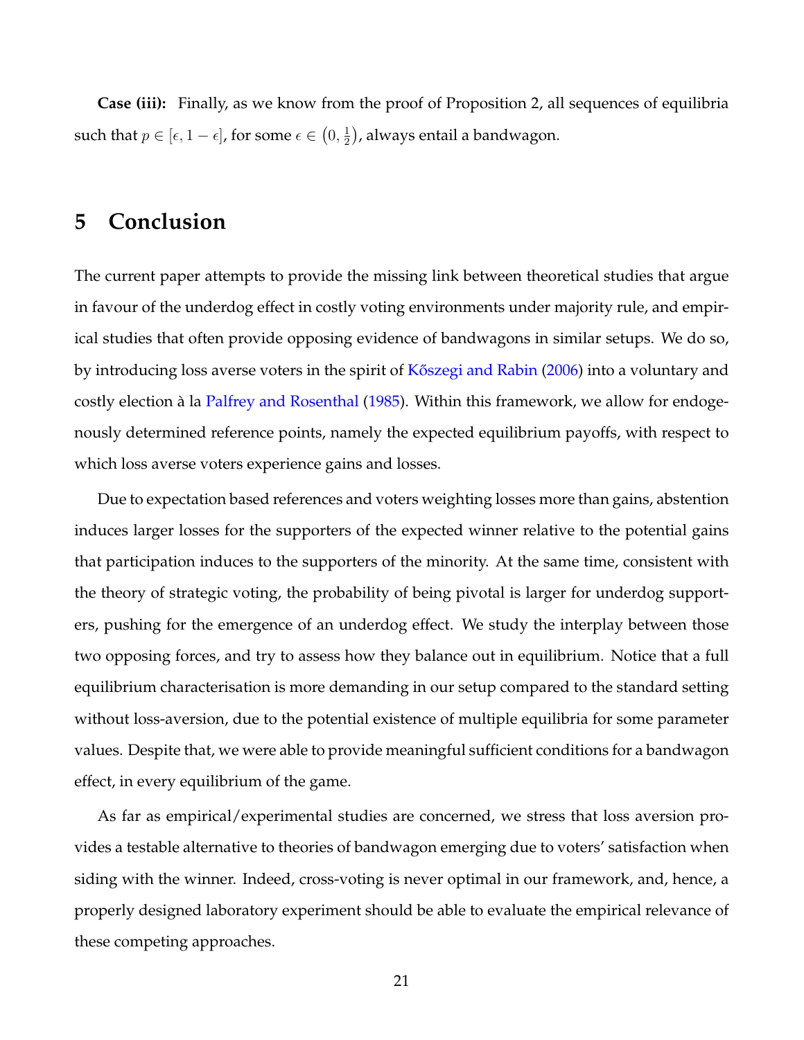**Case (iii):** Finally, as we know from the proof of Proposition 2, all sequences of equilibria such that $p \in [\epsilon, 1-\epsilon]$, for some $\epsilon \in \left(0, \frac{1}{2}\right)$, always entail a bandwagon.

## 5 Conclusion

The current paper attempts to provide the missing link between theoretical studies that argue in favour of the underdog effect in costly voting environments under majority rule, and empirical studies that often provide opposing evidence of bandwagons in similar setups. We do so, by introducing loss averse voters in the spirit of Kőszegi and Rabin (2006) into a voluntary and costly election à la Palfrey and Rosenthal (1985). Within this framework, we allow for endogenously determined reference points, namely the expected equilibrium payoffs, with respect to which loss averse voters experience gains and losses.

Due to expectation based references and voters weighting losses more than gains, abstention induces larger losses for the supporters of the expected winner relative to the potential gains that participation induces to the supporters of the minority. At the same time, consistent with the theory of strategic voting, the probability of being pivotal is larger for underdog supporters, pushing for the emergence of an underdog effect. We study the interplay between those two opposing forces, and try to assess how they balance out in equilibrium. Notice that a full equilibrium characterisation is more demanding in our setup compared to the standard setting without loss-aversion, due to the potential existence of multiple equilibria for some parameter values. Despite that, we were able to provide meaningful sufficient conditions for a bandwagon effect, in every equilibrium of the game.

As far as empirical/experimental studies are concerned, we stress that loss aversion provides a testable alternative to theories of bandwagon emerging due to voters' satisfaction when siding with the winner. Indeed, cross-voting is never optimal in our framework, and, hence, a properly designed laboratory experiment should be able to evaluate the empirical relevance of these competing approaches.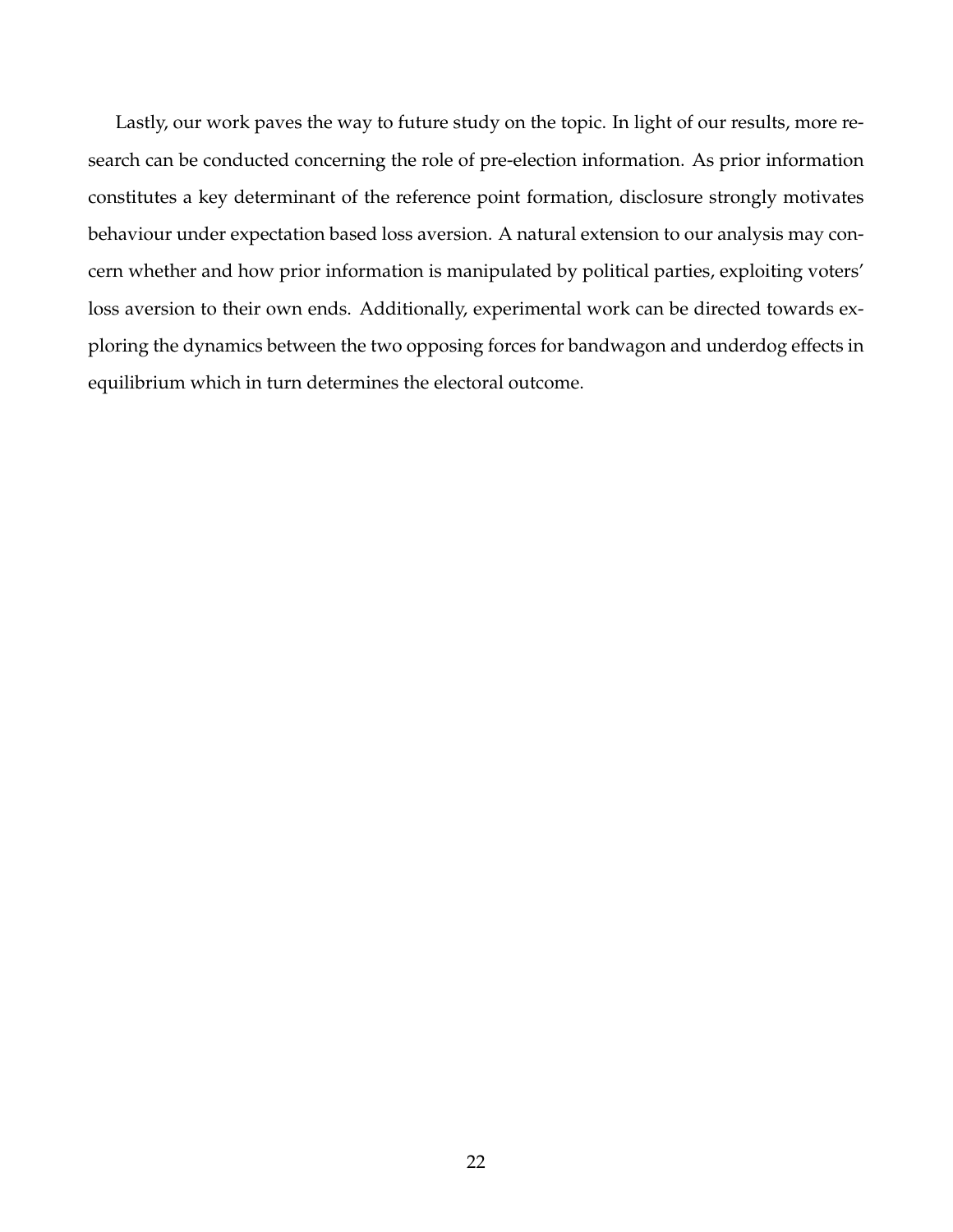Lastly, our work paves the way to future study on the topic. In light of our results, more research can be conducted concerning the role of pre-election information. As prior information constitutes a key determinant of the reference point formation, disclosure strongly motivates behaviour under expectation based loss aversion. A natural extension to our analysis may concern whether and how prior information is manipulated by political parties, exploiting voters' loss aversion to their own ends. Additionally, experimental work can be directed towards exploring the dynamics between the two opposing forces for bandwagon and underdog effects in equilibrium which in turn determines the electoral outcome.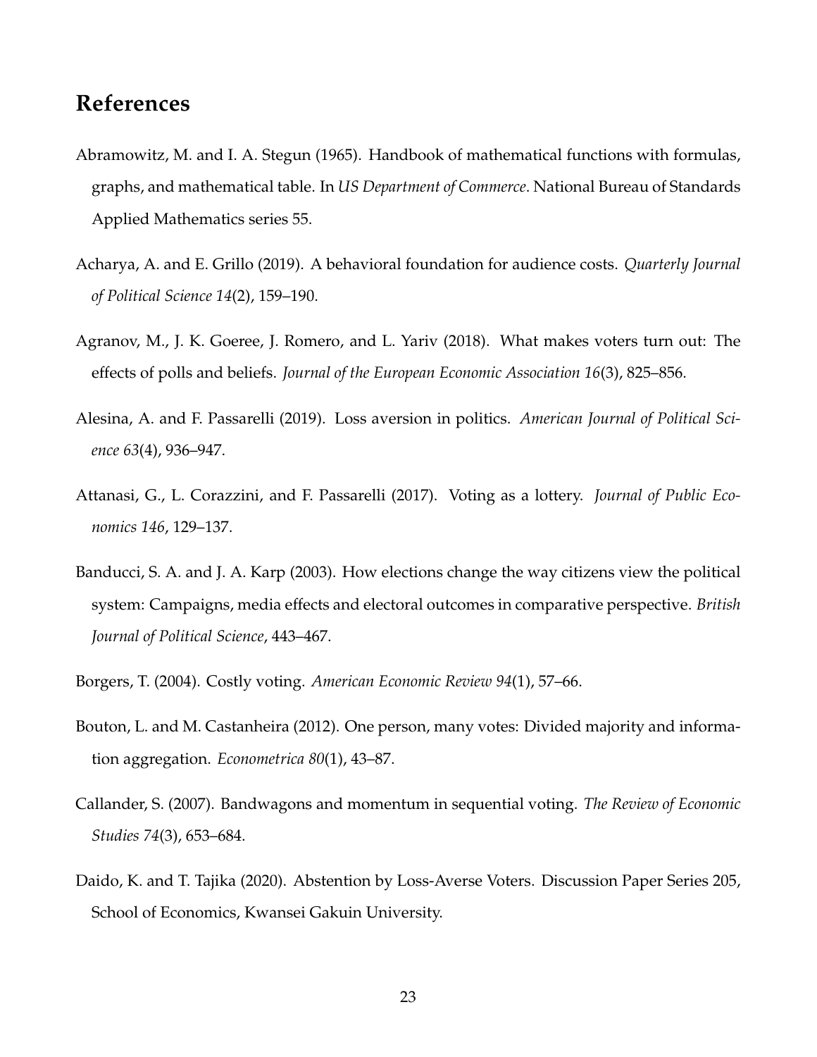# References

Abramowitz, M. and I. A. Stegun (1965). Handbook of mathematical functions with formulas, graphs, and mathematical table. In *US Department of Commerce*. National Bureau of Standards Applied Mathematics series 55.

Acharya, A. and E. Grillo (2019). A behavioral foundation for audience costs. *Quarterly Journal of Political Science 14*(2), 159–190.

Agranov, M., J. K. Goeree, J. Romero, and L. Yariv (2018). What makes voters turn out: The effects of polls and beliefs. *Journal of the European Economic Association 16*(3), 825–856.

Alesina, A. and F. Passarelli (2019). Loss aversion in politics. *American Journal of Political Science 63*(4), 936–947.

Attanasi, G., L. Corazzini, and F. Passarelli (2017). Voting as a lottery. *Journal of Public Economics 146*, 129–137.

Banducci, S. A. and J. A. Karp (2003). How elections change the way citizens view the political system: Campaigns, media effects and electoral outcomes in comparative perspective. *British Journal of Political Science*, 443–467.

Borgers, T. (2004). Costly voting. *American Economic Review 94*(1), 57–66.

Bouton, L. and M. Castanheira (2012). One person, many votes: Divided majority and information aggregation. *Econometrica 80*(1), 43–87.

Callander, S. (2007). Bandwagons and momentum in sequential voting. *The Review of Economic Studies 74*(3), 653–684.

Daido, K. and T. Tajika (2020). Abstention by Loss-Averse Voters. Discussion Paper Series 205, School of Economics, Kwansei Gakuin University.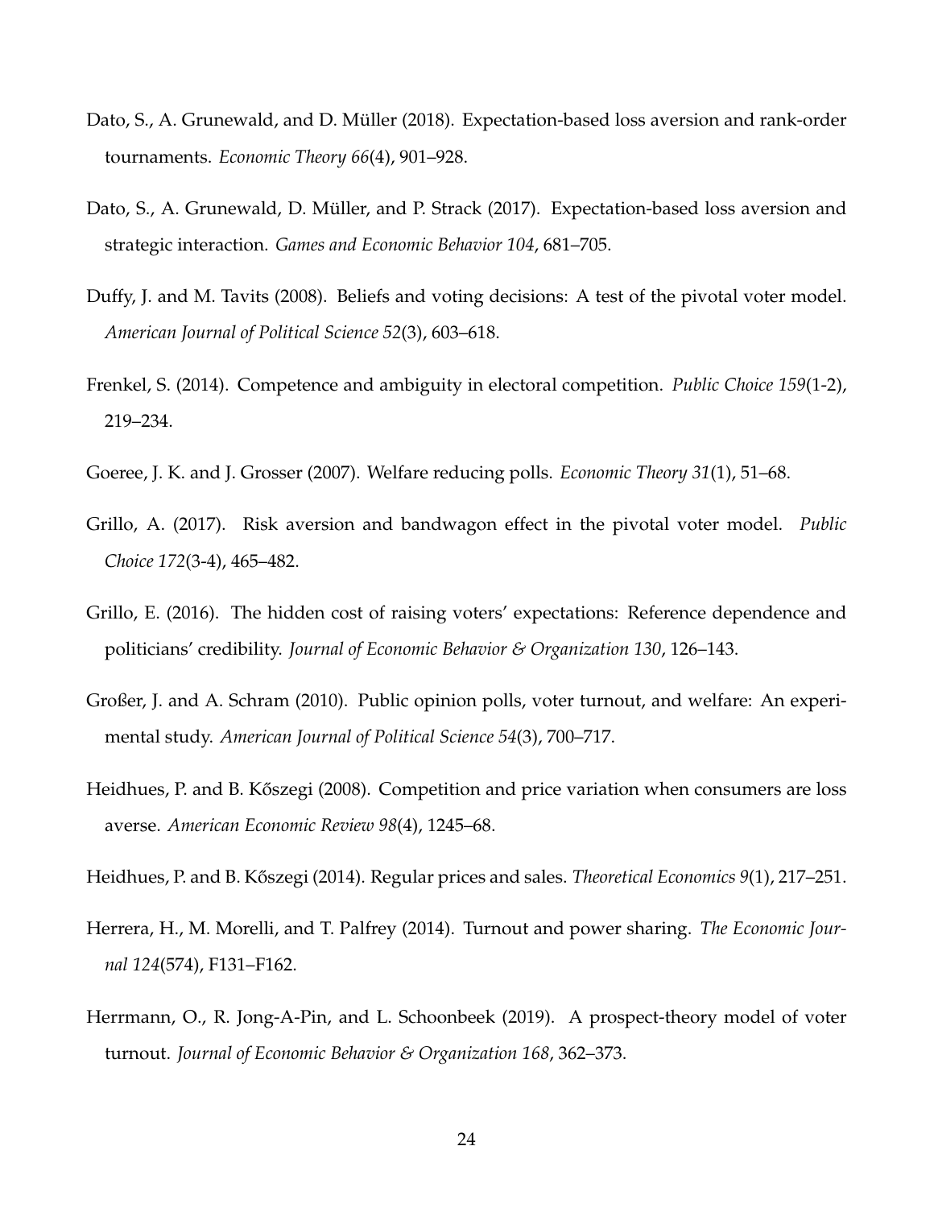Dato, S., A. Grunewald, and D. Müller (2018). Expectation-based loss aversion and rank-order tournaments. *Economic Theory 66*(4), 901–928.

Dato, S., A. Grunewald, D. Müller, and P. Strack (2017). Expectation-based loss aversion and strategic interaction. *Games and Economic Behavior 104*, 681–705.

Duffy, J. and M. Tavits (2008). Beliefs and voting decisions: A test of the pivotal voter model. *American Journal of Political Science 52*(3), 603–618.

Frenkel, S. (2014). Competence and ambiguity in electoral competition. *Public Choice 159*(1-2), 219–234.

Goeree, J. K. and J. Grosser (2007). Welfare reducing polls. *Economic Theory 31*(1), 51–68.

Grillo, A. (2017). Risk aversion and bandwagon effect in the pivotal voter model. *Public Choice 172*(3-4), 465–482.

Grillo, E. (2016). The hidden cost of raising voters' expectations: Reference dependence and politicians' credibility. *Journal of Economic Behavior & Organization 130*, 126–143.

Großer, J. and A. Schram (2010). Public opinion polls, voter turnout, and welfare: An experimental study. *American Journal of Political Science 54*(3), 700–717.

Heidhues, P. and B. Kőszegi (2008). Competition and price variation when consumers are loss averse. *American Economic Review 98*(4), 1245–68.

Heidhues, P. and B. Kőszegi (2014). Regular prices and sales. *Theoretical Economics 9*(1), 217–251.

Herrera, H., M. Morelli, and T. Palfrey (2014). Turnout and power sharing. *The Economic Journal 124*(574), F131–F162.

Herrmann, O., R. Jong-A-Pin, and L. Schoonbeek (2019). A prospect-theory model of voter turnout. *Journal of Economic Behavior & Organization 168*, 362–373.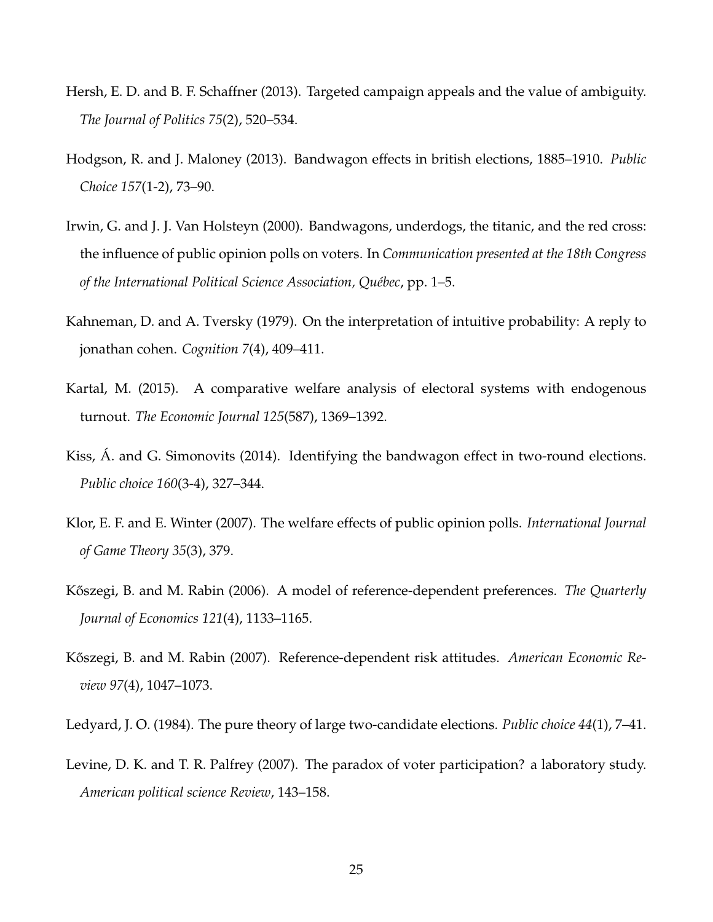Hersh, E. D. and B. F. Schaffner (2013). Targeted campaign appeals and the value of ambiguity. *The Journal of Politics 75*(2), 520–534.

Hodgson, R. and J. Maloney (2013). Bandwagon effects in british elections, 1885–1910. *Public Choice 157*(1-2), 73–90.

Irwin, G. and J. J. Van Holsteyn (2000). Bandwagons, underdogs, the titanic, and the red cross: the influence of public opinion polls on voters. In *Communication presented at the 18th Congress of the International Political Science Association, Québec*, pp. 1–5.

Kahneman, D. and A. Tversky (1979). On the interpretation of intuitive probability: A reply to jonathan cohen. *Cognition 7*(4), 409–411.

Kartal, M. (2015). A comparative welfare analysis of electoral systems with endogenous turnout. *The Economic Journal 125*(587), 1369–1392.

Kiss, Á. and G. Simonovits (2014). Identifying the bandwagon effect in two-round elections. *Public choice 160*(3-4), 327–344.

Klor, E. F. and E. Winter (2007). The welfare effects of public opinion polls. *International Journal of Game Theory 35*(3), 379.

Kőszegi, B. and M. Rabin (2006). A model of reference-dependent preferences. *The Quarterly Journal of Economics 121*(4), 1133–1165.

Kőszegi, B. and M. Rabin (2007). Reference-dependent risk attitudes. *American Economic Review 97*(4), 1047–1073.

Ledyard, J. O. (1984). The pure theory of large two-candidate elections. *Public choice 44*(1), 7–41.

Levine, D. K. and T. R. Palfrey (2007). The paradox of voter participation? a laboratory study. *American political science Review*, 143–158.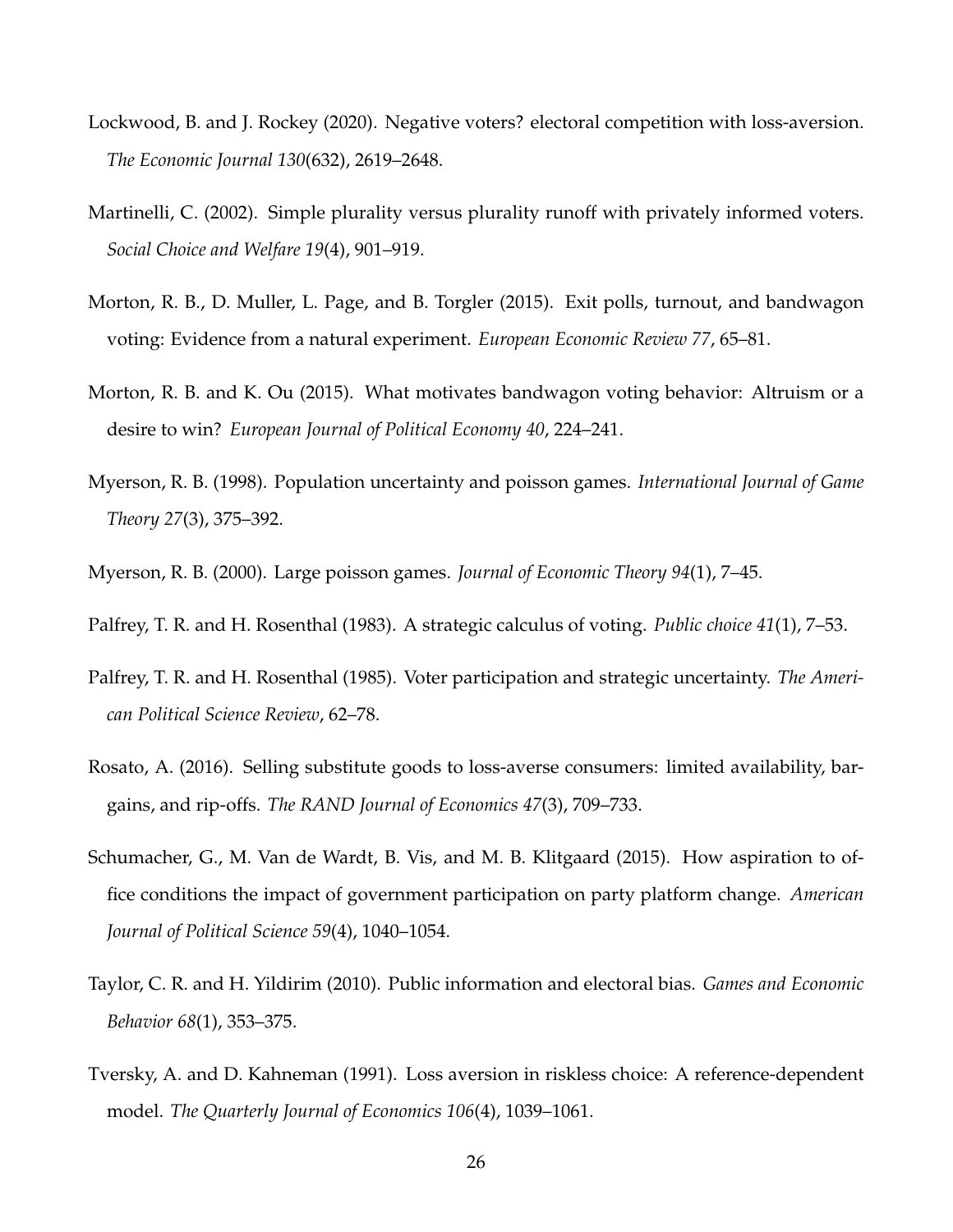Lockwood, B. and J. Rockey (2020). Negative voters? electoral competition with loss-aversion. *The Economic Journal 130*(632), 2619–2648.

Martinelli, C. (2002). Simple plurality versus plurality runoff with privately informed voters. *Social Choice and Welfare 19*(4), 901–919.

Morton, R. B., D. Muller, L. Page, and B. Torgler (2015). Exit polls, turnout, and bandwagon voting: Evidence from a natural experiment. *European Economic Review 77*, 65–81.

Morton, R. B. and K. Ou (2015). What motivates bandwagon voting behavior: Altruism or a desire to win? *European Journal of Political Economy 40*, 224–241.

Myerson, R. B. (1998). Population uncertainty and poisson games. *International Journal of Game Theory 27*(3), 375–392.

Myerson, R. B. (2000). Large poisson games. *Journal of Economic Theory 94*(1), 7–45.

Palfrey, T. R. and H. Rosenthal (1983). A strategic calculus of voting. *Public choice 41*(1), 7–53.

Palfrey, T. R. and H. Rosenthal (1985). Voter participation and strategic uncertainty. *The American Political Science Review*, 62–78.

Rosato, A. (2016). Selling substitute goods to loss-averse consumers: limited availability, bargains, and rip-offs. *The RAND Journal of Economics 47*(3), 709–733.

Schumacher, G., M. Van de Wardt, B. Vis, and M. B. Klitgaard (2015). How aspiration to office conditions the impact of government participation on party platform change. *American Journal of Political Science 59*(4), 1040–1054.

Taylor, C. R. and H. Yildirim (2010). Public information and electoral bias. *Games and Economic Behavior 68*(1), 353–375.

Tversky, A. and D. Kahneman (1991). Loss aversion in riskless choice: A reference-dependent model. *The Quarterly Journal of Economics 106*(4), 1039–1061.